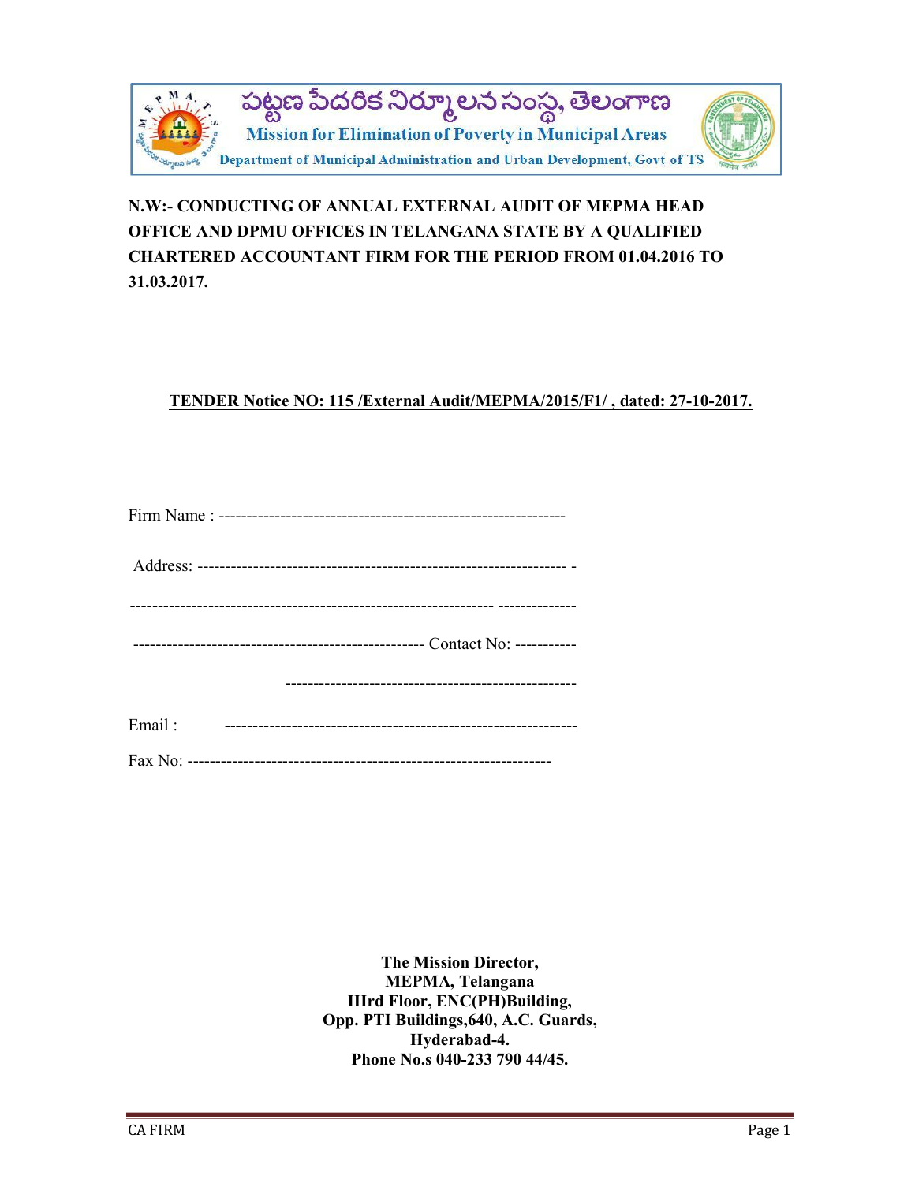పట్టణ పేదరిక నిర్మూలన సంస్థ, తెలంగాణ

Mission for Elimination of Poverty in Municipal Areas

Department of Municipal Administration and Urban Development, Govt of TS

**N.W:- CONDUCTING OF ANNUAL EXTERNAL AUDIT OF MEPMA HEAD OFFICE AND DPMU OFFICES IN TELANGANA STATE BY A QUALIFIED CHARTERED ACCOUNTANT FIRM FOR THE PERIOD FROM 01.04.2016 TO 31.03.2017.**

**TENDER Notice NO: 115 /External Audit/MEPMA/2015/F1/ , dated: 27-10-2017.**

Firm Name : --------------------------------------------------------------

Address: ------------------------------------------------------------------ -

------------------------------------------------------------------ --------------

---------------------------------------------------- Contact No: -----------

----------------------------------------------------

Email : ---------------------------------------------------------------

Fax No: -----------------------------------------------------------------

**The Mission Director,**
**MEPMA, Telangana**
**IIIrd Floor, ENC(PH)Building,**
**Opp. PTI Buildings,640, A.C. Guards,**
**Hyderabad-4.**
**Phone No.s 040-233 790 44/45.**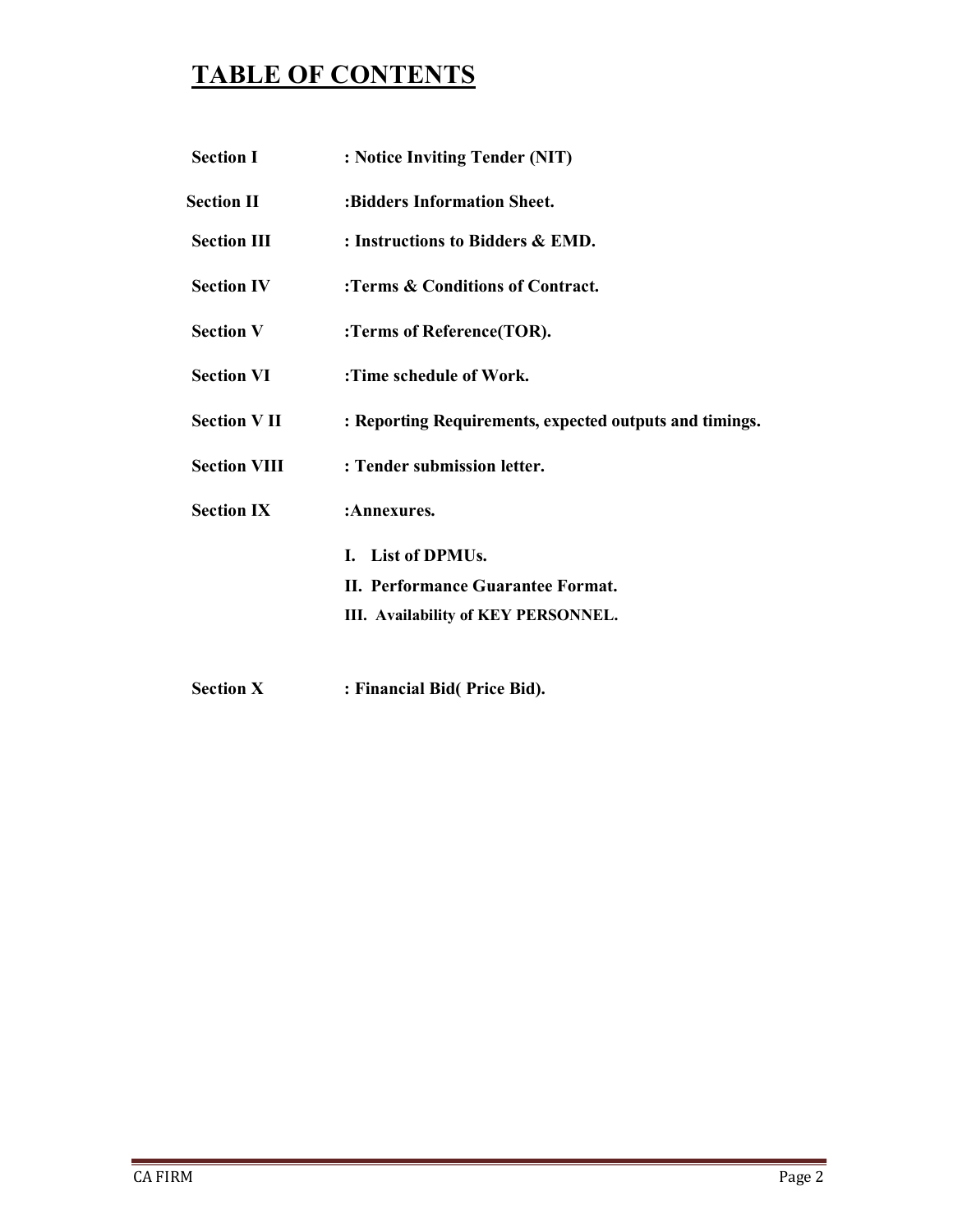# TABLE OF CONTENTS

| | |
|---|---|
| **Section I** | **: Notice Inviting Tender (NIT)** |
| **Section II** | **:Bidders Information Sheet.** |
| **Section III** | **: Instructions to Bidders & EMD.** |
| **Section IV** | **:Terms & Conditions of Contract.** |
| **Section V** | **:Terms of Reference(TOR).** |
| **Section VI** | **:Time schedule of Work.** |
| **Section V II** | **: Reporting Requirements, expected outputs and timings.** |
| **Section VIII** | **: Tender submission letter.** |
| **Section IX** | **:Annexures.** |
| | **I. List of DPMUs.** |
| | **II. Performance Guarantee Format.** |
| | **III. Availability of KEY PERSONNEL.** |
| **Section X** | **: Financial Bid( Price Bid).** |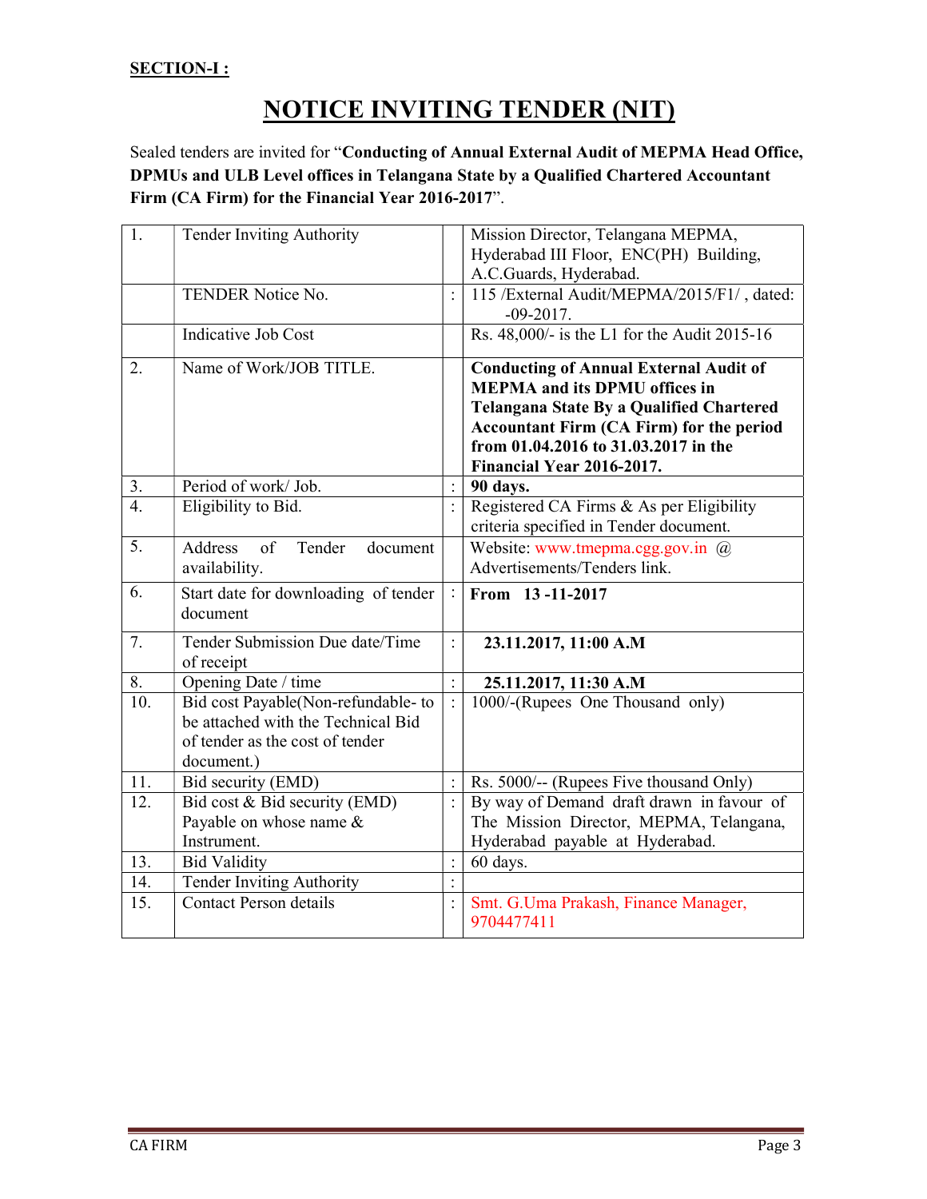**SECTION-I :**

# NOTICE INVITING TENDER (NIT)

Sealed tenders are invited for "**Conducting of Annual External Audit of MEPMA Head Office, DPMUs and ULB Level offices in Telangana State by a Qualified Chartered Accountant Firm (CA Firm) for the Financial Year 2016-2017**".

| | | | |
|---|---|---|---|
| 1. | Tender Inviting Authority | | Mission Director, Telangana MEPMA, Hyderabad III Floor, ENC(PH) Building, A.C.Guards, Hyderabad. |
| | TENDER Notice No. | : | 115 /External Audit/MEPMA/2015/F1/ , dated: -09-2017. |
| | Indicative Job Cost | | Rs. 48,000/- is the L1 for the Audit 2015-16 |
| 2. | Name of Work/JOB TITLE. | | **Conducting of Annual External Audit of MEPMA and its DPMU offices in Telangana State By a Qualified Chartered Accountant Firm (CA Firm) for the period from 01.04.2016 to 31.03.2017 in the Financial Year 2016-2017.** |
| 3. | Period of work/ Job. | : | **90 days.** |
| 4. | Eligibility to Bid. | : | Registered CA Firms & As per Eligibility criteria specified in Tender document. |
| 5. | Address of Tender document availability. | | Website: www.tmepma.cgg.gov.in @ Advertisements/Tenders link. |
| 6. | Start date for downloading of tender document | : | **From 13 -11-2017** |
| 7. | Tender Submission Due date/Time of receipt | : | **23.11.2017, 11:00 A.M** |
| 8. | Opening Date / time | : | **25.11.2017, 11:30 A.M** |
| 10. | Bid cost Payable(Non-refundable- to be attached with the Technical Bid of tender as the cost of tender document.) | : | 1000/-(Rupees One Thousand only) |
| 11. | Bid security (EMD) | : | Rs. 5000/-- (Rupees Five thousand Only) |
| 12. | Bid cost & Bid security (EMD) Payable on whose name & Instrument. | : | By way of Demand draft drawn in favour of The Mission Director, MEPMA, Telangana, Hyderabad payable at Hyderabad. |
| 13. | Bid Validity | : | 60 days. |
| 14. | Tender Inviting Authority | : | |
| 15. | Contact Person details | : | Smt. G.Uma Prakash, Finance Manager, 9704477411 |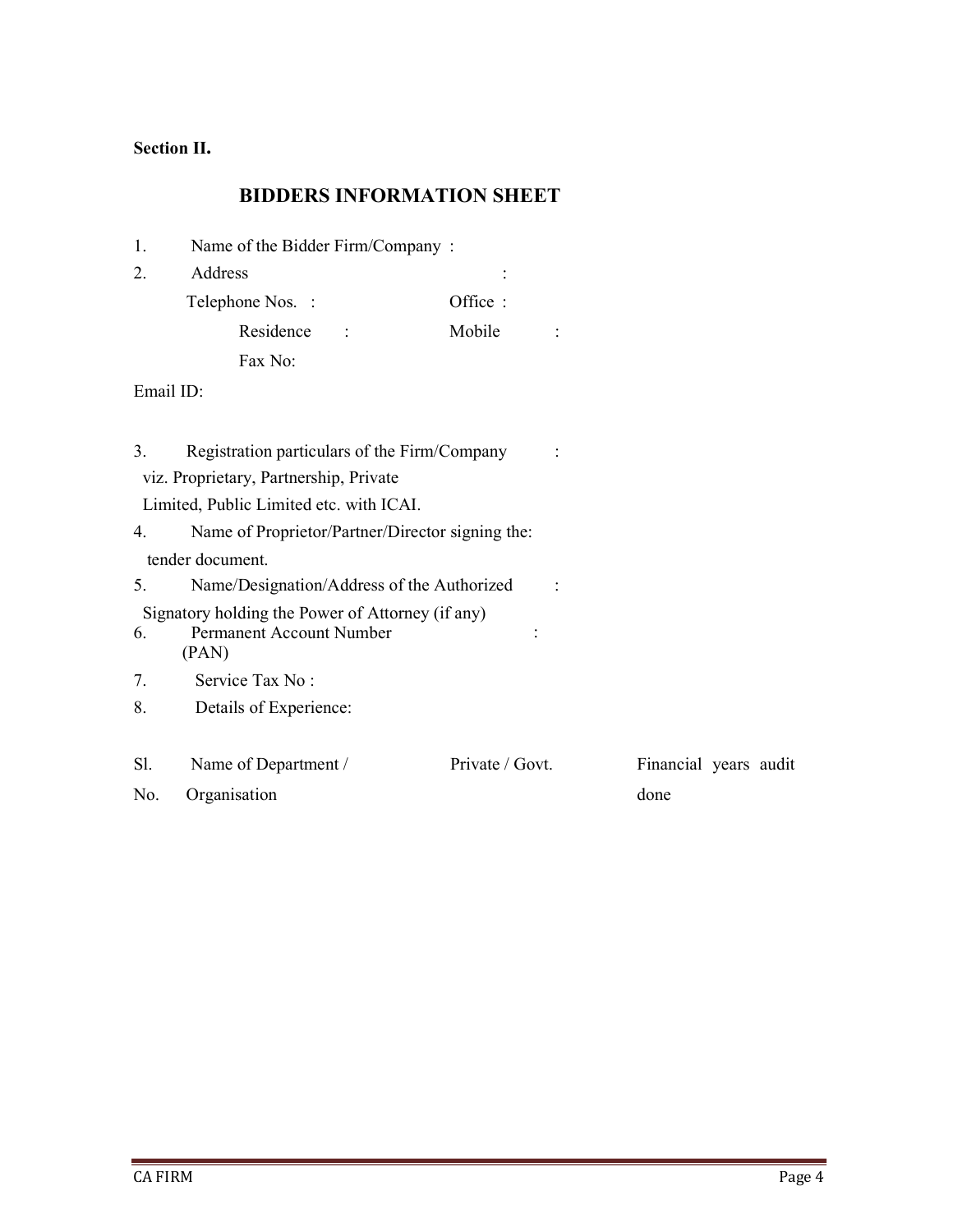**Section II.**

## BIDDERS INFORMATION SHEET

1. Name of the Bidder Firm/Company :
2. Address :

   Telephone Nos. : Office :

   Residence : Mobile :

   Fax No:

Email ID:

3. Registration particulars of the Firm/Company : viz. Proprietary, Partnership, Private Limited, Public Limited etc. with ICAI.
4. Name of Proprietor/Partner/Director signing the: tender document.
5. Name/Designation/Address of the Authorized : Signatory holding the Power of Attorney (if any)
6. Permanent Account Number : (PAN)
7. Service Tax No :
8. Details of Experience:

| Sl. No. | Name of Department / Organisation | Private / Govt. | Financial years audit done |
|---|---|---|---|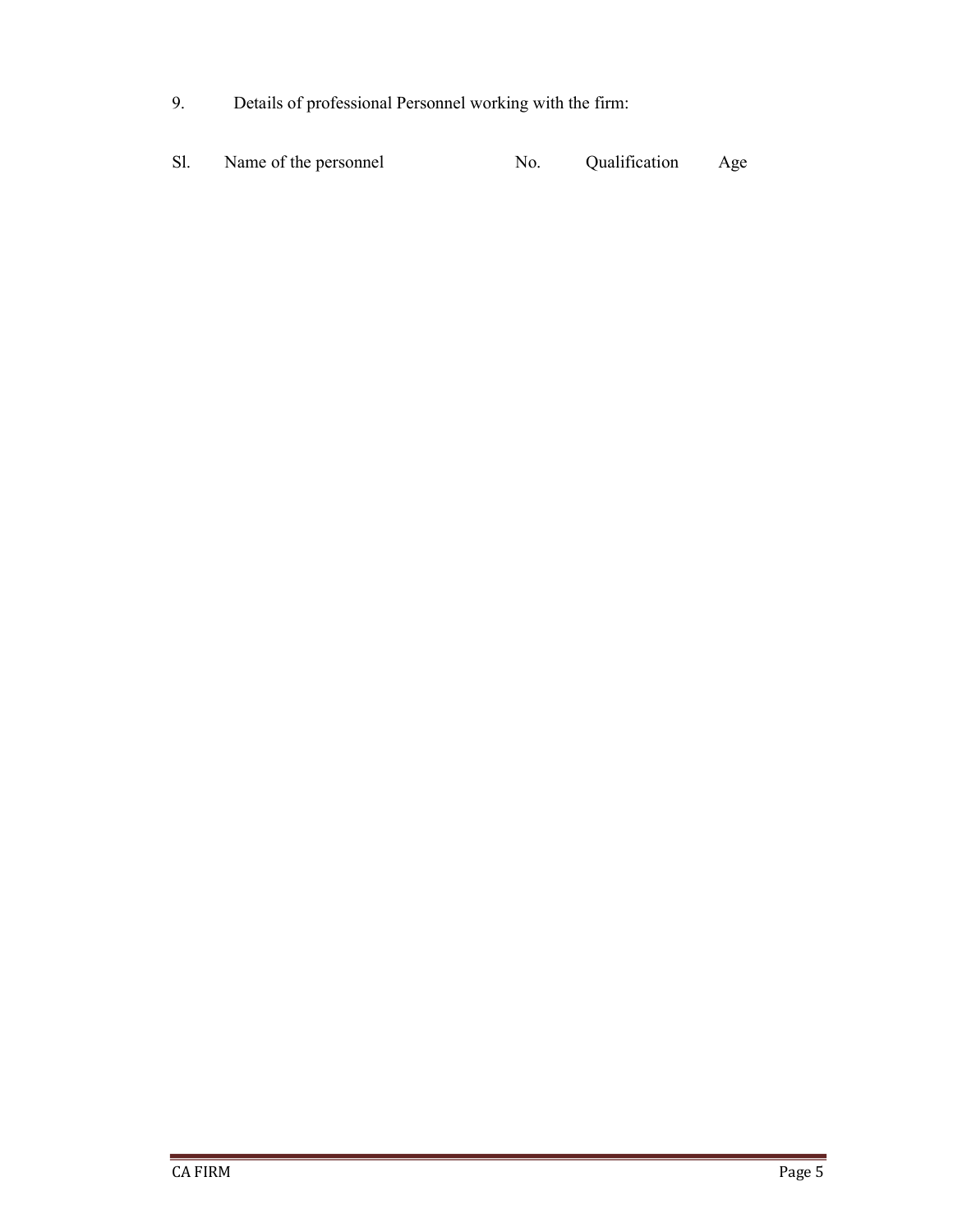9. Details of professional Personnel working with the firm:

| Sl. | Name of the personnel | No. | Qualification | Age |
| --- | --- | --- | --- | --- |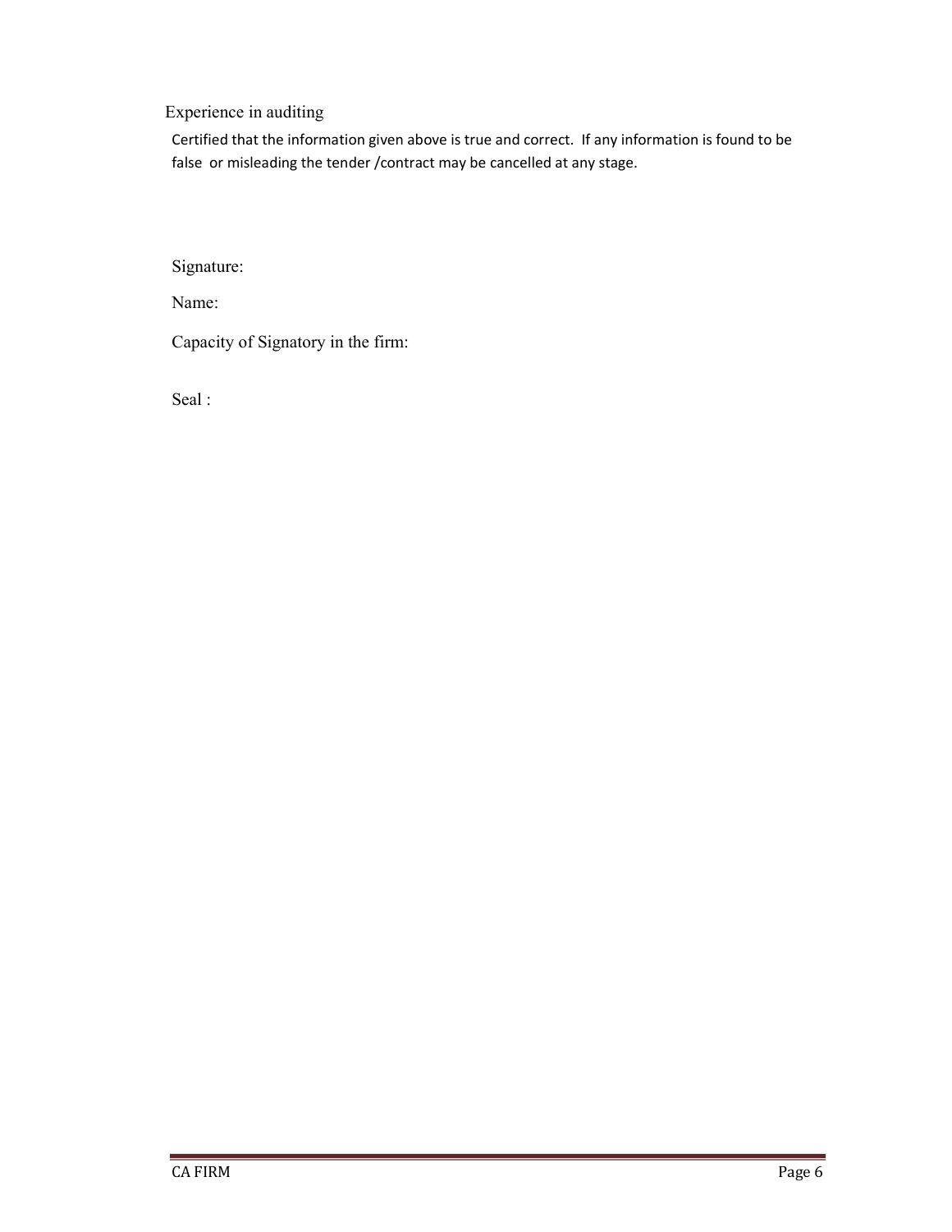Experience in auditing

Certified that the information given above is true and correct. If any information is found to be false or misleading the tender /contract may be cancelled at any stage.

Signature:

Name:

Capacity of Signatory in the firm:

Seal :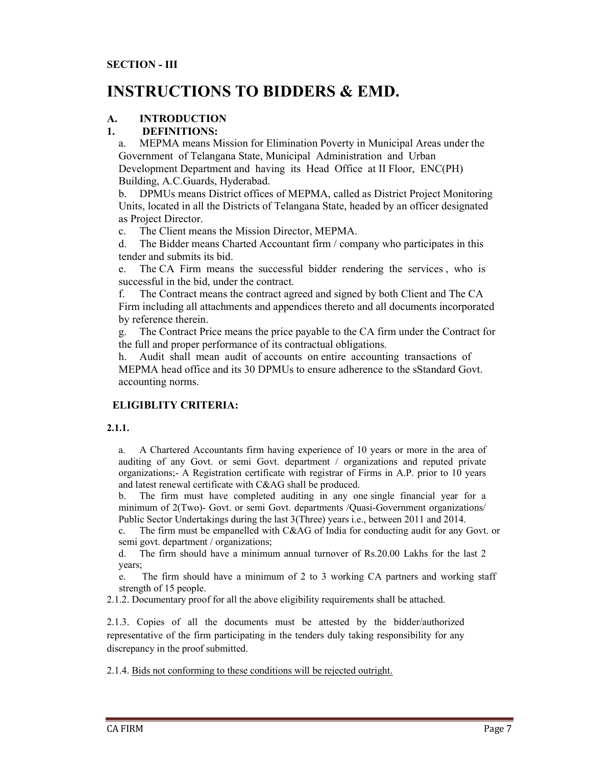**SECTION - III**

# INSTRUCTIONS TO BIDDERS & EMD.

## A. INTRODUCTION

### 1. DEFINITIONS:

a. MEPMA means Mission for Elimination Poverty in Municipal Areas under the Government of Telangana State, Municipal Administration and Urban Development Department and having its Head Office at II Floor, ENC(PH) Building, A.C.Guards, Hyderabad.

b. DPMUs means District offices of MEPMA, called as District Project Monitoring Units, located in all the Districts of Telangana State, headed by an officer designated as Project Director.

c. The Client means the Mission Director, MEPMA.

d. The Bidder means Charted Accountant firm / company who participates in this tender and submits its bid.

e. The CA Firm means the successful bidder rendering the services , who is successful in the bid, under the contract.

f. The Contract means the contract agreed and signed by both Client and The CA Firm including all attachments and appendices thereto and all documents incorporated by reference therein.

g. The Contract Price means the price payable to the CA firm under the Contract for the full and proper performance of its contractual obligations.

h. Audit shall mean audit of accounts on entire accounting transactions of MEPMA head office and its 30 DPMUs to ensure adherence to the sStandard Govt. accounting norms.

### ELIGIBLITY CRITERIA:

**2.1.1.**

a. A Chartered Accountants firm having experience of 10 years or more in the area of auditing of any Govt. or semi Govt. department / organizations and reputed private organizations;- A Registration certificate with registrar of Firms in A.P. prior to 10 years and latest renewal certificate with C&AG shall be produced.

b. The firm must have completed auditing in any one single financial year for a minimum of 2(Two)- Govt. or semi Govt. departments /Quasi-Government organizations/ Public Sector Undertakings during the last 3(Three) years i.e., between 2011 and 2014.

c. The firm must be empanelled with C&AG of India for conducting audit for any Govt. or semi govt. department / organizations;

d. The firm should have a minimum annual turnover of Rs.20.00 Lakhs for the last 2 years;

e. The firm should have a minimum of 2 to 3 working CA partners and working staff strength of 15 people.

2.1.2. Documentary proof for all the above eligibility requirements shall be attached.

2.1.3. Copies of all the documents must be attested by the bidder/authorized representative of the firm participating in the tenders duly taking responsibility for any discrepancy in the proof submitted.

2.1.4. <u>Bids not conforming to these conditions will be rejected outright.</u>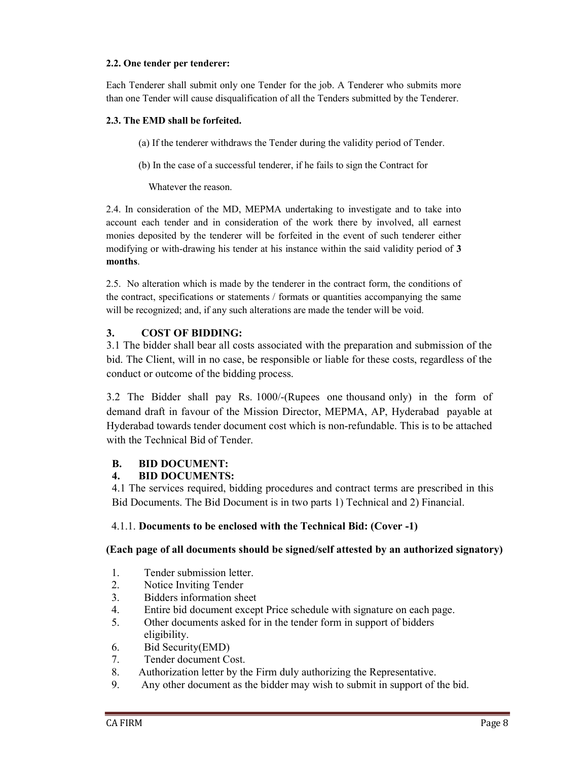**2.2. One tender per tenderer:**

Each Tenderer shall submit only one Tender for the job. A Tenderer who submits more than one Tender will cause disqualification of all the Tenders submitted by the Tenderer.

**2.3. The EMD shall be forfeited.**

(a) If the tenderer withdraws the Tender during the validity period of Tender.

(b) In the case of a successful tenderer, if he fails to sign the Contract for

Whatever the reason.

2.4. In consideration of the MD, MEPMA undertaking to investigate and to take into account each tender and in consideration of the work there by involved, all earnest monies deposited by the tenderer will be forfeited in the event of such tenderer either modifying or with-drawing his tender at his instance within the said validity period of **3 months**.

2.5. No alteration which is made by the tenderer in the contract form, the conditions of the contract, specifications or statements / formats or quantities accompanying the same will be recognized; and, if any such alterations are made the tender will be void.

## 3. COST OF BIDDING:

3.1 The bidder shall bear all costs associated with the preparation and submission of the bid. The Client, will in no case, be responsible or liable for these costs, regardless of the conduct or outcome of the bidding process.

3.2 The Bidder shall pay Rs. 1000/-(Rupees one thousand only) in the form of demand draft in favour of the Mission Director, MEPMA, AP, Hyderabad payable at Hyderabad towards tender document cost which is non-refundable. This is to be attached with the Technical Bid of Tender.

## B. BID DOCUMENT:

## 4. BID DOCUMENTS:

4.1 The services required, bidding procedures and contract terms are prescribed in this Bid Documents. The Bid Document is in two parts 1) Technical and 2) Financial.

4.1.1. **Documents to be enclosed with the Technical Bid: (Cover -1)**

**(Each page of all documents should be signed/self attested by an authorized signatory)**

1. Tender submission letter.
2. Notice Inviting Tender
3. Bidders information sheet
4. Entire bid document except Price schedule with signature on each page.
5. Other documents asked for in the tender form in support of bidders eligibility.
6. Bid Security(EMD)
7. Tender document Cost.
8. Authorization letter by the Firm duly authorizing the Representative.
9. Any other document as the bidder may wish to submit in support of the bid.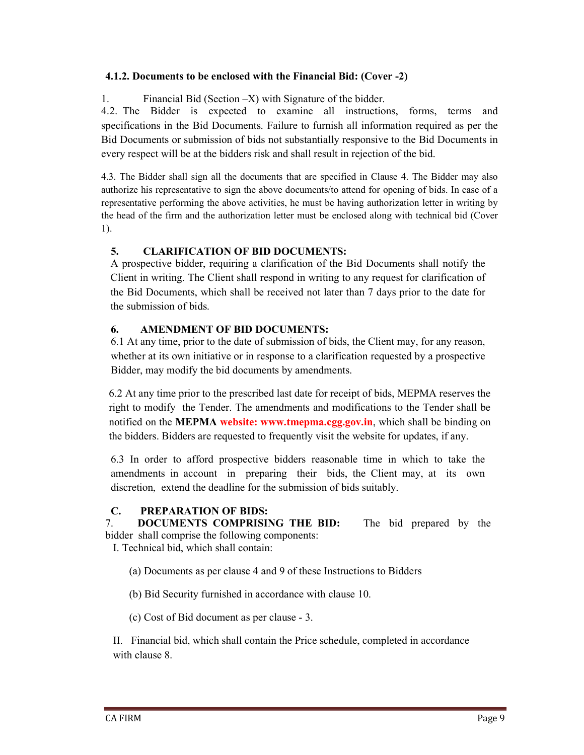**4.1.2. Documents to be enclosed with the Financial Bid: (Cover -2)**

1. Financial Bid (Section –X) with Signature of the bidder.

4.2. The Bidder is expected to examine all instructions, forms, terms and specifications in the Bid Documents. Failure to furnish all information required as per the Bid Documents or submission of bids not substantially responsive to the Bid Documents in every respect will be at the bidders risk and shall result in rejection of the bid.

4.3. The Bidder shall sign all the documents that are specified in Clause 4. The Bidder may also authorize his representative to sign the above documents/to attend for opening of bids. In case of a representative performing the above activities, he must be having authorization letter in writing by the head of the firm and the authorization letter must be enclosed along with technical bid (Cover 1).

**5. CLARIFICATION OF BID DOCUMENTS:**

A prospective bidder, requiring a clarification of the Bid Documents shall notify the Client in writing. The Client shall respond in writing to any request for clarification of the Bid Documents, which shall be received not later than 7 days prior to the date for the submission of bids.

**6. AMENDMENT OF BID DOCUMENTS:**

6.1 At any time, prior to the date of submission of bids, the Client may, for any reason, whether at its own initiative or in response to a clarification requested by a prospective Bidder, may modify the bid documents by amendments.

6.2 At any time prior to the prescribed last date for receipt of bids, MEPMA reserves the right to modify the Tender. The amendments and modifications to the Tender shall be notified on the **MEPMA** **website: www.tmepma.cgg.gov.in**, which shall be binding on the bidders. Bidders are requested to frequently visit the website for updates, if any.

6.3 In order to afford prospective bidders reasonable time in which to take the amendments in account in preparing their bids, the Client may, at its own discretion, extend the deadline for the submission of bids suitably.

**C. PREPARATION OF BIDS:**

7. **DOCUMENTS COMPRISING THE BID:** The bid prepared by the bidder shall comprise the following components:

I. Technical bid, which shall contain:

(a) Documents as per clause 4 and 9 of these Instructions to Bidders

(b) Bid Security furnished in accordance with clause 10.

(c) Cost of Bid document as per clause - 3.

II. Financial bid, which shall contain the Price schedule, completed in accordance with clause 8.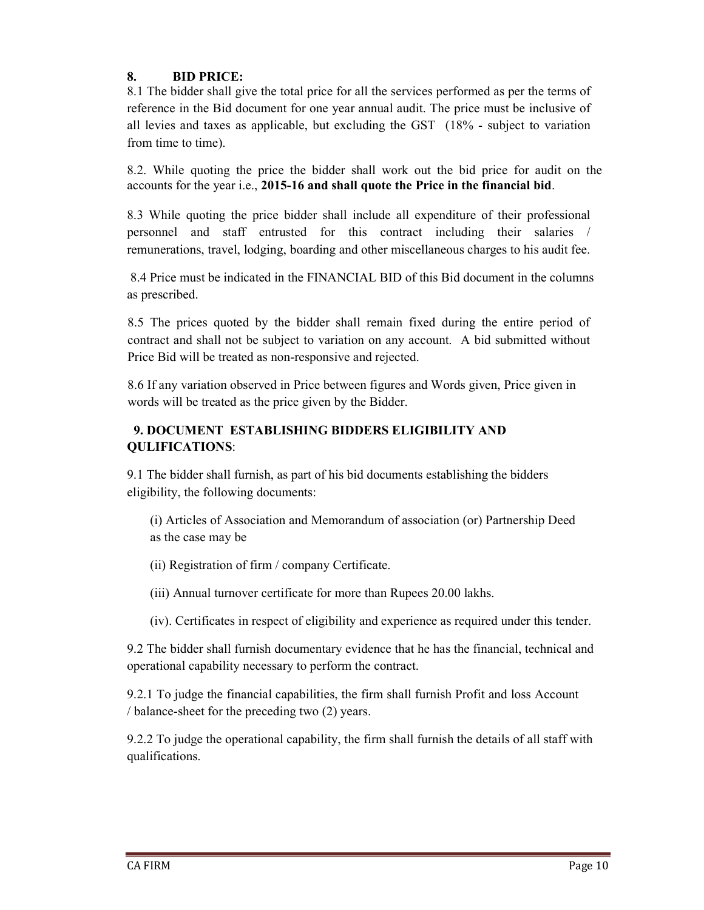## 8. BID PRICE:

8.1 The bidder shall give the total price for all the services performed as per the terms of reference in the Bid document for one year annual audit. The price must be inclusive of all levies and taxes as applicable, but excluding the GST (18% - subject to variation from time to time).

8.2. While quoting the price the bidder shall work out the bid price for audit on the accounts for the year i.e., **2015-16 and shall quote the Price in the financial bid**.

8.3 While quoting the price bidder shall include all expenditure of their professional personnel and staff entrusted for this contract including their salaries / remunerations, travel, lodging, boarding and other miscellaneous charges to his audit fee.

8.4 Price must be indicated in the FINANCIAL BID of this Bid document in the columns as prescribed.

8.5 The prices quoted by the bidder shall remain fixed during the entire period of contract and shall not be subject to variation on any account. A bid submitted without Price Bid will be treated as non-responsive and rejected.

8.6 If any variation observed in Price between figures and Words given, Price given in words will be treated as the price given by the Bidder.

## 9. DOCUMENT ESTABLISHING BIDDERS ELIGIBILITY AND QULIFICATIONS:

9.1 The bidder shall furnish, as part of his bid documents establishing the bidders eligibility, the following documents:

(i) Articles of Association and Memorandum of association (or) Partnership Deed as the case may be

(ii) Registration of firm / company Certificate.

(iii) Annual turnover certificate for more than Rupees 20.00 lakhs.

(iv). Certificates in respect of eligibility and experience as required under this tender.

9.2 The bidder shall furnish documentary evidence that he has the financial, technical and operational capability necessary to perform the contract.

9.2.1 To judge the financial capabilities, the firm shall furnish Profit and loss Account / balance-sheet for the preceding two (2) years.

9.2.2 To judge the operational capability, the firm shall furnish the details of all staff with qualifications.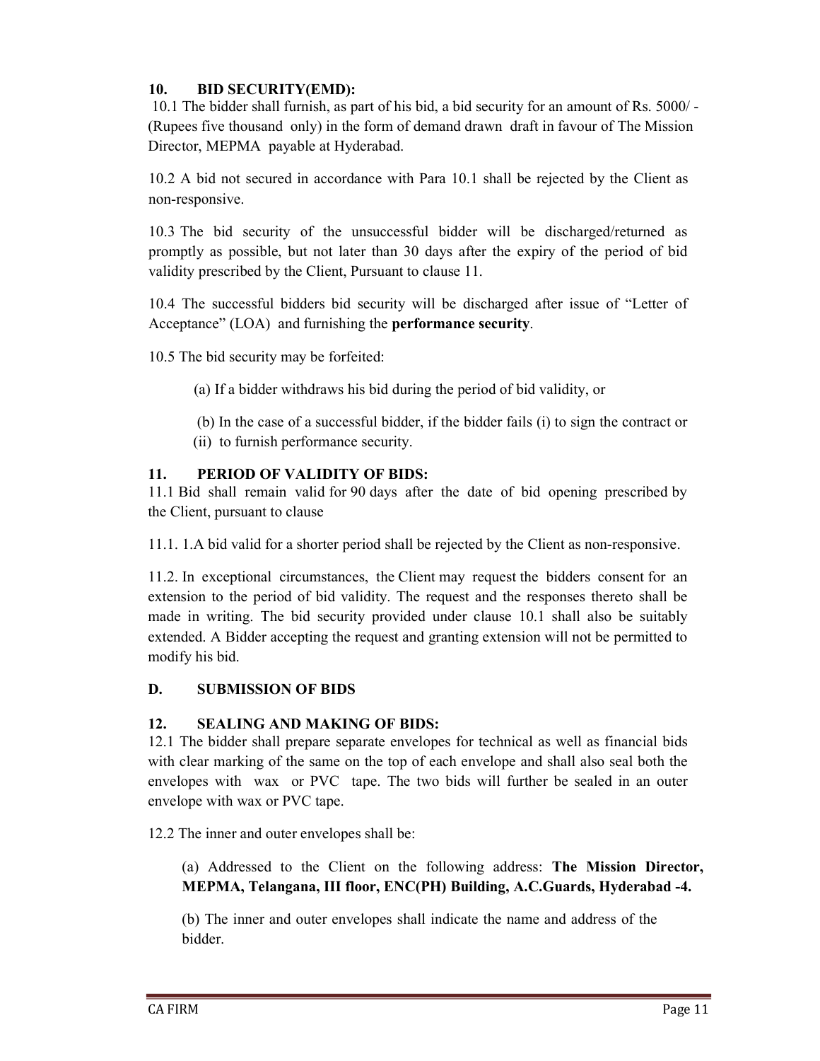**10. BID SECURITY(EMD):**

10.1 The bidder shall furnish, as part of his bid, a bid security for an amount of Rs. 5000/ - (Rupees five thousand only) in the form of demand drawn draft in favour of The Mission Director, MEPMA payable at Hyderabad.

10.2 A bid not secured in accordance with Para 10.1 shall be rejected by the Client as non-responsive.

10.3 The bid security of the unsuccessful bidder will be discharged/returned as promptly as possible, but not later than 30 days after the expiry of the period of bid validity prescribed by the Client, Pursuant to clause 11.

10.4 The successful bidders bid security will be discharged after issue of "Letter of Acceptance" (LOA) and furnishing the **performance security**.

10.5 The bid security may be forfeited:

(a) If a bidder withdraws his bid during the period of bid validity, or

(b) In the case of a successful bidder, if the bidder fails (i) to sign the contract or (ii) to furnish performance security.

**11. PERIOD OF VALIDITY OF BIDS:**

11.1 Bid shall remain valid for 90 days after the date of bid opening prescribed by the Client, pursuant to clause

11.1. 1.A bid valid for a shorter period shall be rejected by the Client as non-responsive.

11.2. In exceptional circumstances, the Client may request the bidders consent for an extension to the period of bid validity. The request and the responses thereto shall be made in writing. The bid security provided under clause 10.1 shall also be suitably extended. A Bidder accepting the request and granting extension will not be permitted to modify his bid.

**D. SUBMISSION OF BIDS**

**12. SEALING AND MAKING OF BIDS:**

12.1 The bidder shall prepare separate envelopes for technical as well as financial bids with clear marking of the same on the top of each envelope and shall also seal both the envelopes with wax or PVC tape. The two bids will further be sealed in an outer envelope with wax or PVC tape.

12.2 The inner and outer envelopes shall be:

(a) Addressed to the Client on the following address: **The Mission Director, MEPMA, Telangana, III floor, ENC(PH) Building, A.C.Guards, Hyderabad -4.**

(b) The inner and outer envelopes shall indicate the name and address of the bidder.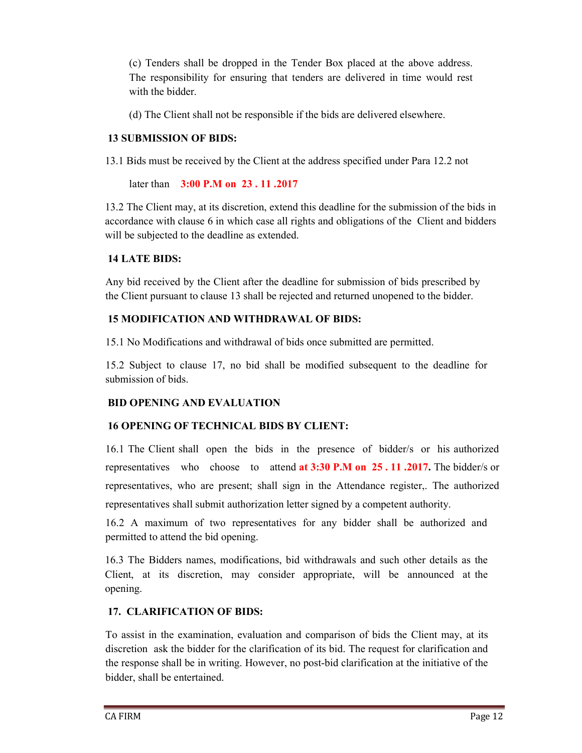(c) Tenders shall be dropped in the Tender Box placed at the above address. The responsibility for ensuring that tenders are delivered in time would rest with the bidder.

(d) The Client shall not be responsible if the bids are delivered elsewhere.

## 13 SUBMISSION OF BIDS:

13.1 Bids must be received by the Client at the address specified under Para 12.2 not

later than **3:00 P.M on 23 . 11 .2017**

13.2 The Client may, at its discretion, extend this deadline for the submission of the bids in accordance with clause 6 in which case all rights and obligations of the Client and bidders will be subjected to the deadline as extended.

## 14 LATE BIDS:

Any bid received by the Client after the deadline for submission of bids prescribed by the Client pursuant to clause 13 shall be rejected and returned unopened to the bidder.

## 15 MODIFICATION AND WITHDRAWAL OF BIDS:

15.1 No Modifications and withdrawal of bids once submitted are permitted.

15.2 Subject to clause 17, no bid shall be modified subsequent to the deadline for submission of bids.

## BID OPENING AND EVALUATION

## 16 OPENING OF TECHNICAL BIDS BY CLIENT:

16.1 The Client shall open the bids in the presence of bidder/s or his authorized representatives who choose to attend **at 3:30 P.M on 25 . 11 .2017.** The bidder/s or representatives, who are present; shall sign in the Attendance register,. The authorized representatives shall submit authorization letter signed by a competent authority.

16.2 A maximum of two representatives for any bidder shall be authorized and permitted to attend the bid opening.

16.3 The Bidders names, modifications, bid withdrawals and such other details as the Client, at its discretion, may consider appropriate, will be announced at the opening.

## 17. CLARIFICATION OF BIDS:

To assist in the examination, evaluation and comparison of bids the Client may, at its discretion ask the bidder for the clarification of its bid. The request for clarification and the response shall be in writing. However, no post-bid clarification at the initiative of the bidder, shall be entertained.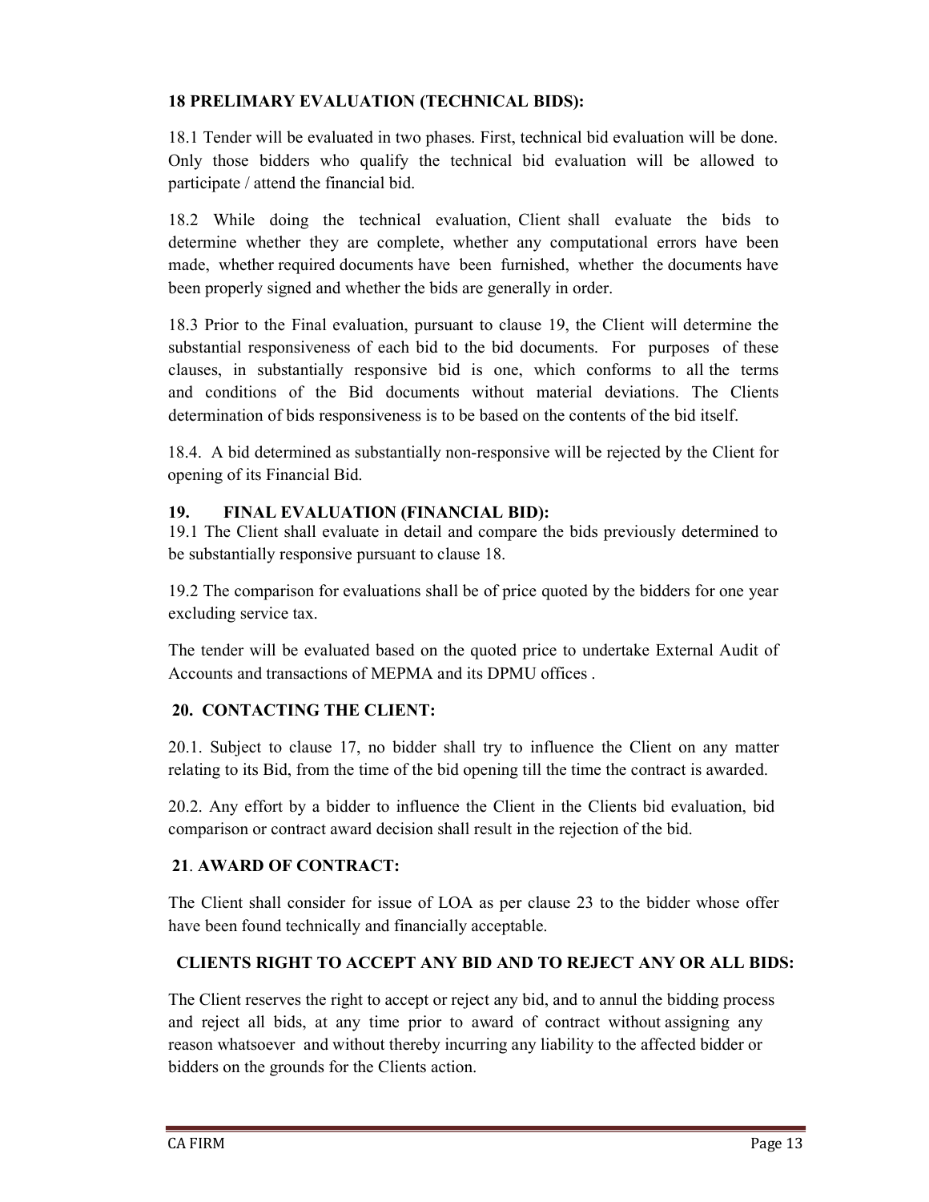**18 PRELIMARY EVALUATION (TECHNICAL BIDS):**

18.1 Tender will be evaluated in two phases. First, technical bid evaluation will be done. Only those bidders who qualify the technical bid evaluation will be allowed to participate / attend the financial bid.

18.2 While doing the technical evaluation, Client shall evaluate the bids to determine whether they are complete, whether any computational errors have been made, whether required documents have been furnished, whether the documents have been properly signed and whether the bids are generally in order.

18.3 Prior to the Final evaluation, pursuant to clause 19, the Client will determine the substantial responsiveness of each bid to the bid documents. For purposes of these clauses, in substantially responsive bid is one, which conforms to all the terms and conditions of the Bid documents without material deviations. The Clients determination of bids responsiveness is to be based on the contents of the bid itself.

18.4. A bid determined as substantially non-responsive will be rejected by the Client for opening of its Financial Bid.

**19. FINAL EVALUATION (FINANCIAL BID):**

19.1 The Client shall evaluate in detail and compare the bids previously determined to be substantially responsive pursuant to clause 18.

19.2 The comparison for evaluations shall be of price quoted by the bidders for one year excluding service tax.

The tender will be evaluated based on the quoted price to undertake External Audit of Accounts and transactions of MEPMA and its DPMU offices .

**20. CONTACTING THE CLIENT:**

20.1. Subject to clause 17, no bidder shall try to influence the Client on any matter relating to its Bid, from the time of the bid opening till the time the contract is awarded.

20.2. Any effort by a bidder to influence the Client in the Clients bid evaluation, bid comparison or contract award decision shall result in the rejection of the bid.

**21. AWARD OF CONTRACT:**

The Client shall consider for issue of LOA as per clause 23 to the bidder whose offer have been found technically and financially acceptable.

**CLIENTS RIGHT TO ACCEPT ANY BID AND TO REJECT ANY OR ALL BIDS:**

The Client reserves the right to accept or reject any bid, and to annul the bidding process and reject all bids, at any time prior to award of contract without assigning any reason whatsoever and without thereby incurring any liability to the affected bidder or bidders on the grounds for the Clients action.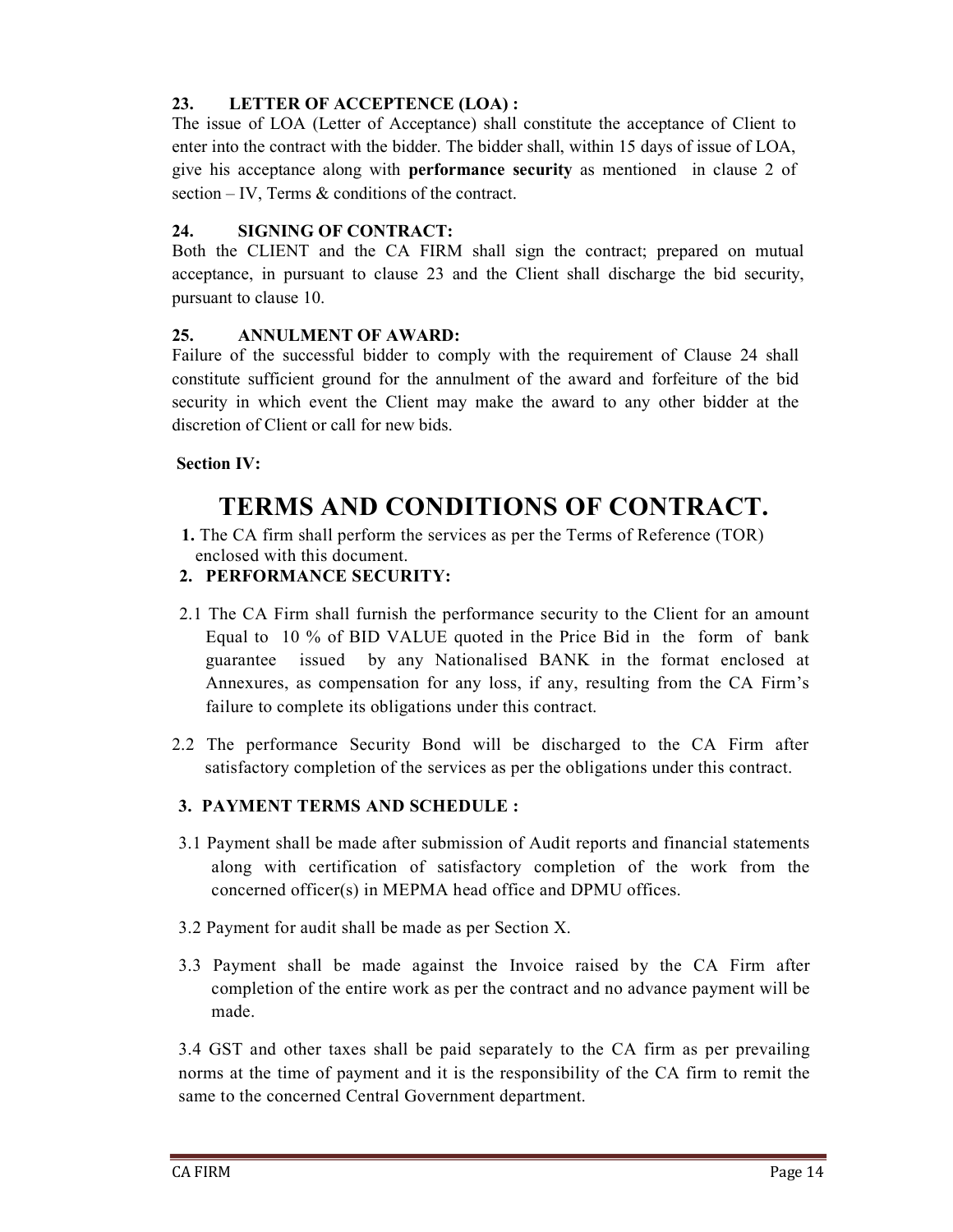**23. LETTER OF ACCEPTENCE (LOA) :**

The issue of LOA (Letter of Acceptance) shall constitute the acceptance of Client to enter into the contract with the bidder. The bidder shall, within 15 days of issue of LOA, give his acceptance along with **performance security** as mentioned in clause 2 of section – IV, Terms & conditions of the contract.

**24. SIGNING OF CONTRACT:**

Both the CLIENT and the CA FIRM shall sign the contract; prepared on mutual acceptance, in pursuant to clause 23 and the Client shall discharge the bid security, pursuant to clause 10.

**25. ANNULMENT OF AWARD:**

Failure of the successful bidder to comply with the requirement of Clause 24 shall constitute sufficient ground for the annulment of the award and forfeiture of the bid security in which event the Client may make the award to any other bidder at the discretion of Client or call for new bids.

**Section IV:**

# TERMS AND CONDITIONS OF CONTRACT.

**1.** The CA firm shall perform the services as per the Terms of Reference (TOR) enclosed with this document.

**2. PERFORMANCE SECURITY:**

2.1 The CA Firm shall furnish the performance security to the Client for an amount Equal to 10 % of BID VALUE quoted in the Price Bid in the form of bank guarantee issued by any Nationalised BANK in the format enclosed at Annexures, as compensation for any loss, if any, resulting from the CA Firm's failure to complete its obligations under this contract.

2.2 The performance Security Bond will be discharged to the CA Firm after satisfactory completion of the services as per the obligations under this contract.

**3. PAYMENT TERMS AND SCHEDULE :**

3.1 Payment shall be made after submission of Audit reports and financial statements along with certification of satisfactory completion of the work from the concerned officer(s) in MEPMA head office and DPMU offices.

3.2 Payment for audit shall be made as per Section X.

3.3 Payment shall be made against the Invoice raised by the CA Firm after completion of the entire work as per the contract and no advance payment will be made.

3.4 GST and other taxes shall be paid separately to the CA firm as per prevailing norms at the time of payment and it is the responsibility of the CA firm to remit the same to the concerned Central Government department.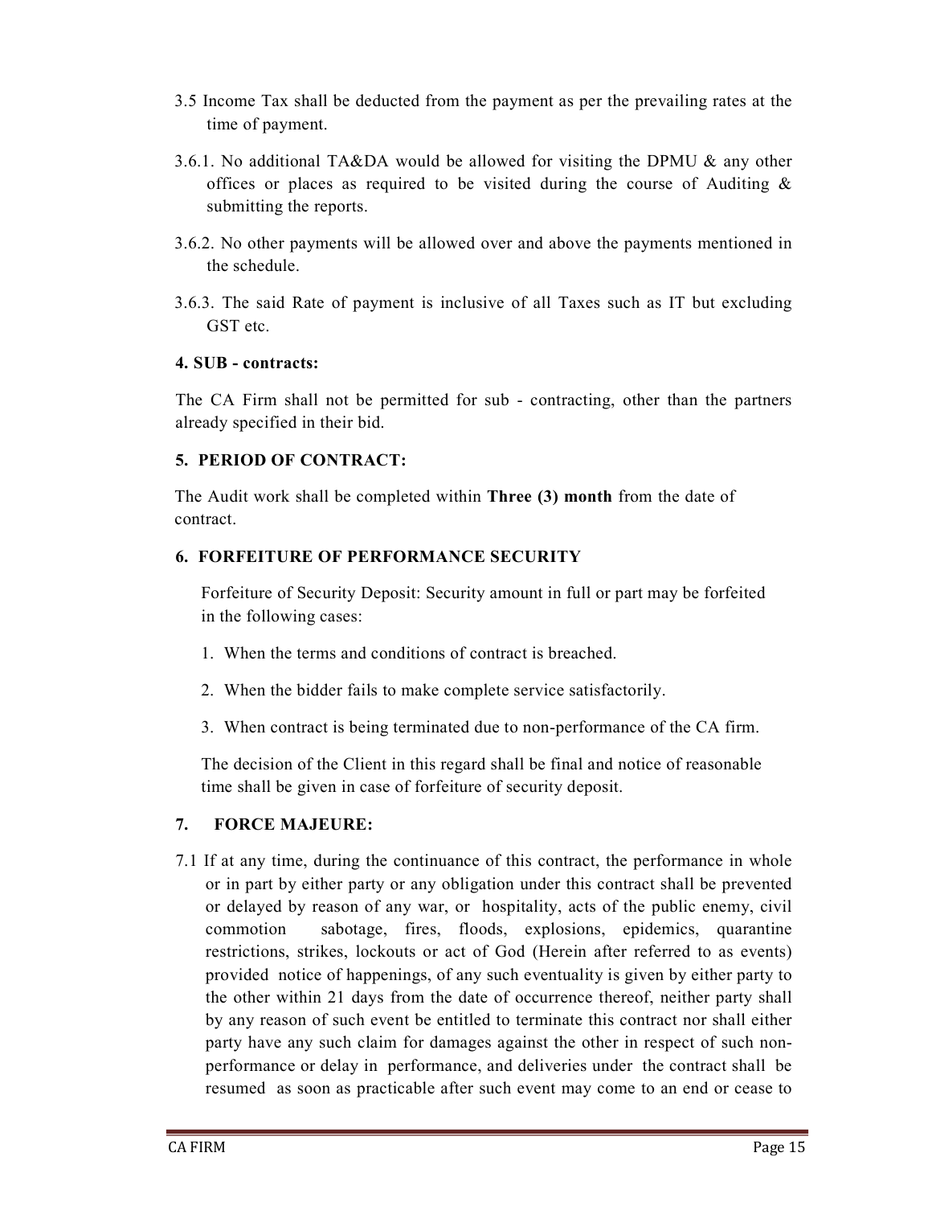3.5 Income Tax shall be deducted from the payment as per the prevailing rates at the time of payment.

3.6.1. No additional TA&DA would be allowed for visiting the DPMU & any other offices or places as required to be visited during the course of Auditing & submitting the reports.

3.6.2. No other payments will be allowed over and above the payments mentioned in the schedule.

3.6.3. The said Rate of payment is inclusive of all Taxes such as IT but excluding GST etc.

**4. SUB - contracts:**

The CA Firm shall not be permitted for sub - contracting, other than the partners already specified in their bid.

**5. PERIOD OF CONTRACT:**

The Audit work shall be completed within **Three (3) month** from the date of contract.

**6. FORFEITURE OF PERFORMANCE SECURITY**

Forfeiture of Security Deposit: Security amount in full or part may be forfeited in the following cases:

1. When the terms and conditions of contract is breached.
2. When the bidder fails to make complete service satisfactorily.
3. When contract is being terminated due to non-performance of the CA firm.

The decision of the Client in this regard shall be final and notice of reasonable time shall be given in case of forfeiture of security deposit.

**7. FORCE MAJEURE:**

7.1 If at any time, during the continuance of this contract, the performance in whole or in part by either party or any obligation under this contract shall be prevented or delayed by reason of any war, or hospitality, acts of the public enemy, civil commotion sabotage, fires, floods, explosions, epidemics, quarantine restrictions, strikes, lockouts or act of God (Herein after referred to as events) provided notice of happenings, of any such eventuality is given by either party to the other within 21 days from the date of occurrence thereof, neither party shall by any reason of such event be entitled to terminate this contract nor shall either party have any such claim for damages against the other in respect of such non-performance or delay in performance, and deliveries under the contract shall be resumed as soon as practicable after such event may come to an end or cease to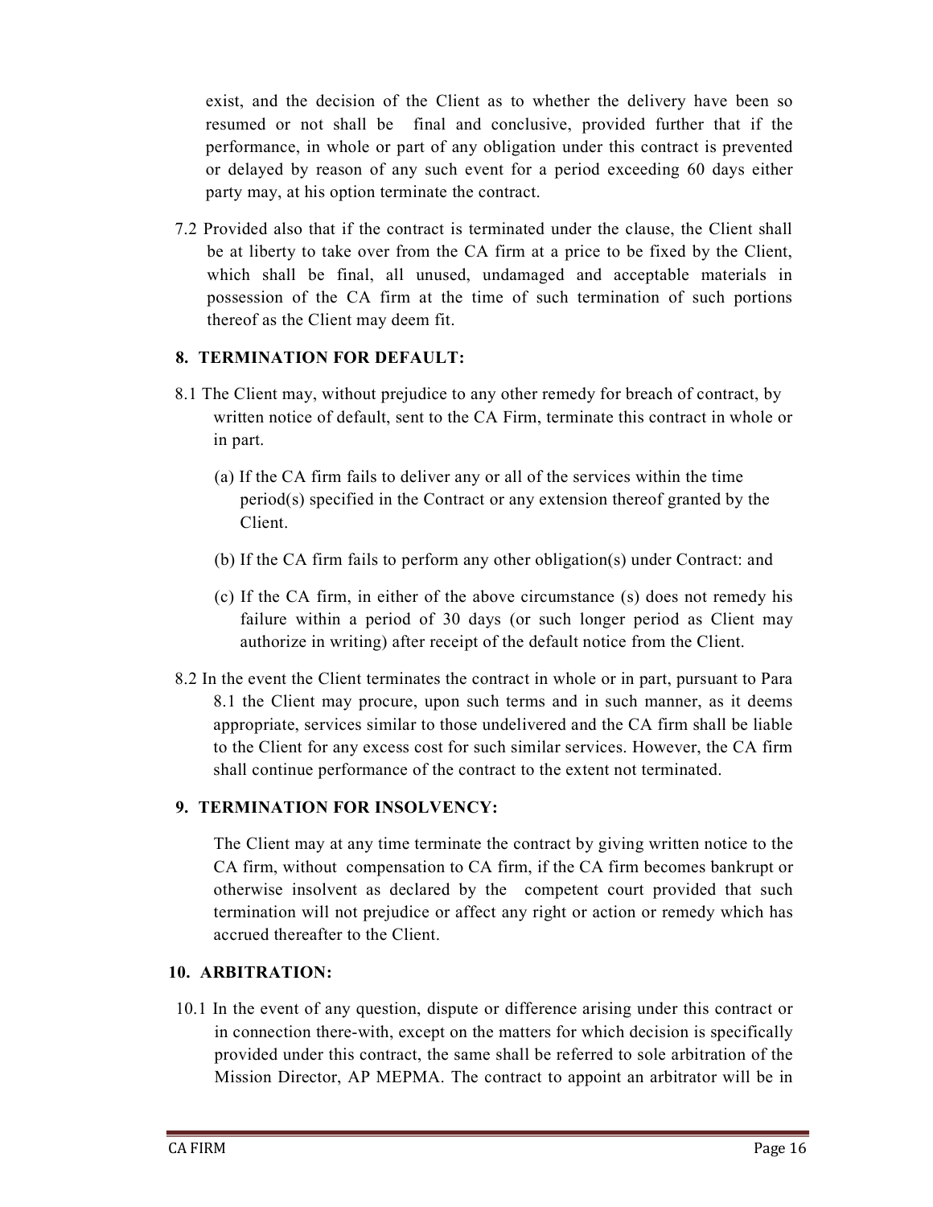exist, and the decision of the Client as to whether the delivery have been so resumed or not shall be final and conclusive, provided further that if the performance, in whole or part of any obligation under this contract is prevented or delayed by reason of any such event for a period exceeding 60 days either party may, at his option terminate the contract.

7.2 Provided also that if the contract is terminated under the clause, the Client shall be at liberty to take over from the CA firm at a price to be fixed by the Client, which shall be final, all unused, undamaged and acceptable materials in possession of the CA firm at the time of such termination of such portions thereof as the Client may deem fit.

## 8. TERMINATION FOR DEFAULT:

8.1 The Client may, without prejudice to any other remedy for breach of contract, by written notice of default, sent to the CA Firm, terminate this contract in whole or in part.

(a) If the CA firm fails to deliver any or all of the services within the time period(s) specified in the Contract or any extension thereof granted by the Client.

(b) If the CA firm fails to perform any other obligation(s) under Contract: and

(c) If the CA firm, in either of the above circumstance (s) does not remedy his failure within a period of 30 days (or such longer period as Client may authorize in writing) after receipt of the default notice from the Client.

8.2 In the event the Client terminates the contract in whole or in part, pursuant to Para 8.1 the Client may procure, upon such terms and in such manner, as it deems appropriate, services similar to those undelivered and the CA firm shall be liable to the Client for any excess cost for such similar services. However, the CA firm shall continue performance of the contract to the extent not terminated.

## 9. TERMINATION FOR INSOLVENCY:

The Client may at any time terminate the contract by giving written notice to the CA firm, without compensation to CA firm, if the CA firm becomes bankrupt or otherwise insolvent as declared by the competent court provided that such termination will not prejudice or affect any right or action or remedy which has accrued thereafter to the Client.

## 10. ARBITRATION:

10.1 In the event of any question, dispute or difference arising under this contract or in connection there-with, except on the matters for which decision is specifically provided under this contract, the same shall be referred to sole arbitration of the Mission Director, AP MEPMA. The contract to appoint an arbitrator will be in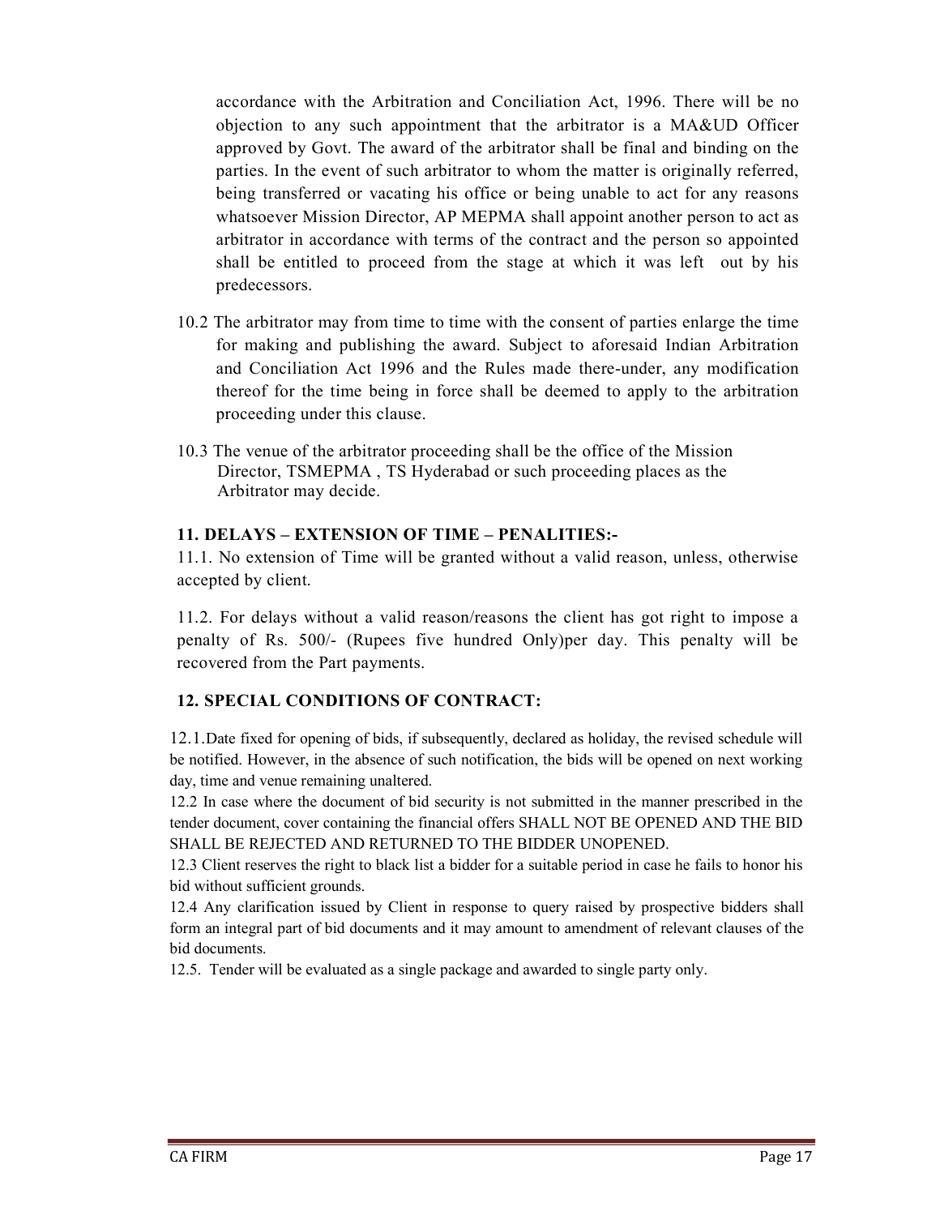accordance with the Arbitration and Conciliation Act, 1996. There will be no objection to any such appointment that the arbitrator is a MA&UD Officer approved by Govt. The award of the arbitrator shall be final and binding on the parties. In the event of such arbitrator to whom the matter is originally referred, being transferred or vacating his office or being unable to act for any reasons whatsoever Mission Director, AP MEPMA shall appoint another person to act as arbitrator in accordance with terms of the contract and the person so appointed shall be entitled to proceed from the stage at which it was left out by his predecessors.

10.2 The arbitrator may from time to time with the consent of parties enlarge the time for making and publishing the award. Subject to aforesaid Indian Arbitration and Conciliation Act 1996 and the Rules made there-under, any modification thereof for the time being in force shall be deemed to apply to the arbitration proceeding under this clause.

10.3 The venue of the arbitrator proceeding shall be the office of the Mission Director, TSMEPMA , TS Hyderabad or such proceeding places as the Arbitrator may decide.

**11. DELAYS – EXTENSION OF TIME – PENALITIES:-**

11.1. No extension of Time will be granted without a valid reason, unless, otherwise accepted by client.

11.2. For delays without a valid reason/reasons the client has got right to impose a penalty of Rs. 500/- (Rupees five hundred Only)per day. This penalty will be recovered from the Part payments.

**12. SPECIAL CONDITIONS OF CONTRACT:**

12.1.Date fixed for opening of bids, if subsequently, declared as holiday, the revised schedule will be notified. However, in the absence of such notification, the bids will be opened on next working day, time and venue remaining unaltered.

12.2 In case where the document of bid security is not submitted in the manner prescribed in the tender document, cover containing the financial offers SHALL NOT BE OPENED AND THE BID SHALL BE REJECTED AND RETURNED TO THE BIDDER UNOPENED.

12.3 Client reserves the right to black list a bidder for a suitable period in case he fails to honor his bid without sufficient grounds.

12.4 Any clarification issued by Client in response to query raised by prospective bidders shall form an integral part of bid documents and it may amount to amendment of relevant clauses of the bid documents.

12.5. Tender will be evaluated as a single package and awarded to single party only.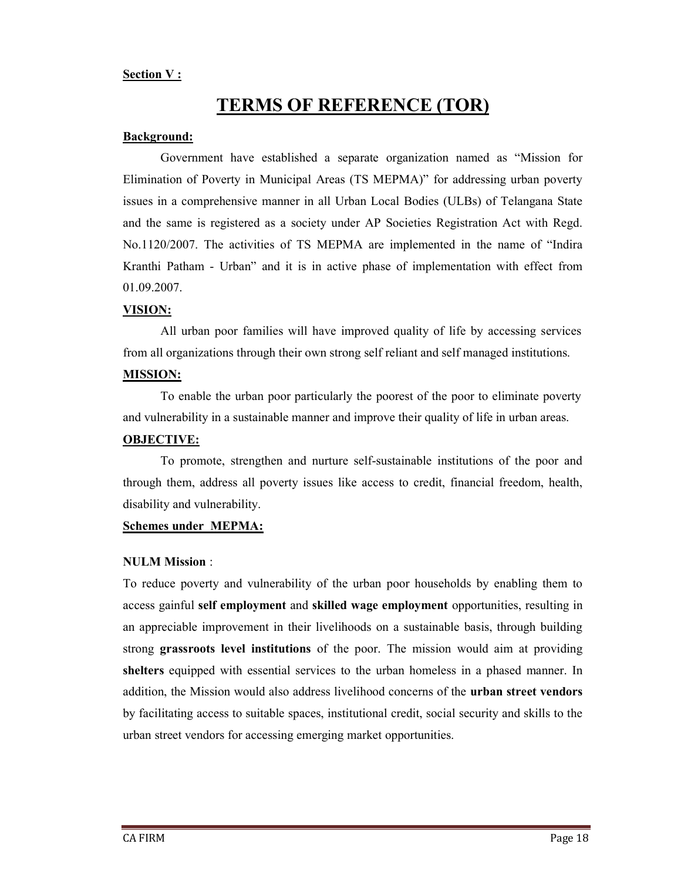**Section V :**

# TERMS OF REFERENCE (TOR)

**Background:**

Government have established a separate organization named as “Mission for Elimination of Poverty in Municipal Areas (TS MEPMA)” for addressing urban poverty issues in a comprehensive manner in all Urban Local Bodies (ULBs) of Telangana State and the same is registered as a society under AP Societies Registration Act with Regd. No.1120/2007. The activities of TS MEPMA are implemented in the name of “Indira Kranthi Patham - Urban” and it is in active phase of implementation with effect from 01.09.2007.

**VISION:**

All urban poor families will have improved quality of life by accessing services from all organizations through their own strong self reliant and self managed institutions.

**MISSION:**

To enable the urban poor particularly the poorest of the poor to eliminate poverty and vulnerability in a sustainable manner and improve their quality of life in urban areas.

**OBJECTIVE:**

To promote, strengthen and nurture self-sustainable institutions of the poor and through them, address all poverty issues like access to credit, financial freedom, health, disability and vulnerability.

**Schemes under MEPMA:**

**NULM Mission** :

To reduce poverty and vulnerability of the urban poor households by enabling them to access gainful **self employment** and **skilled wage employment** opportunities, resulting in an appreciable improvement in their livelihoods on a sustainable basis, through building strong **grassroots level institutions** of the poor. The mission would aim at providing **shelters** equipped with essential services to the urban homeless in a phased manner. In addition, the Mission would also address livelihood concerns of the **urban street vendors** by facilitating access to suitable spaces, institutional credit, social security and skills to the urban street vendors for accessing emerging market opportunities.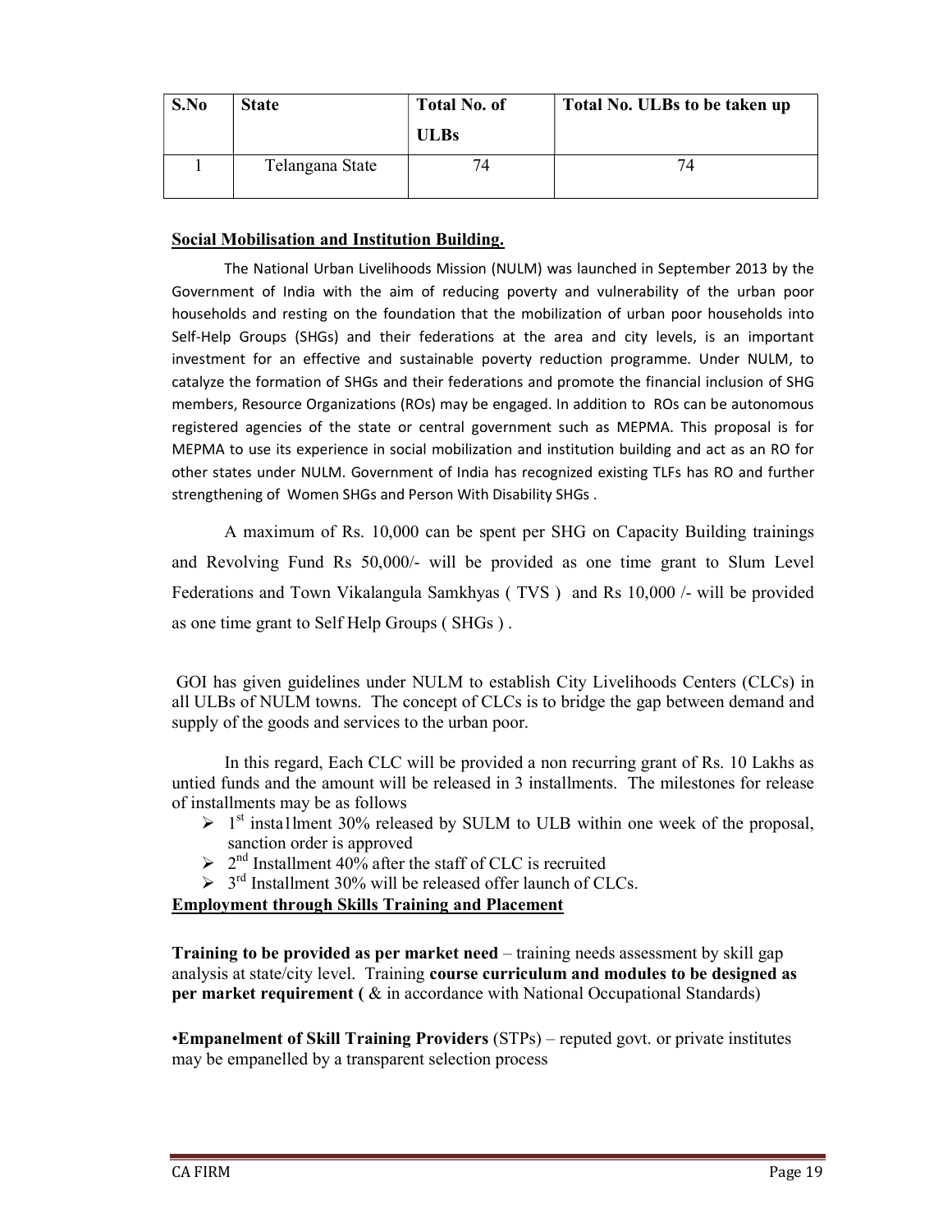| S.No | State | Total No. of ULBs | Total No. ULBs to be taken up |
| --- | --- | --- | --- |
| 1 | Telangana State | 74 | 74 |

**Social Mobilisation and Institution Building.**

The National Urban Livelihoods Mission (NULM) was launched in September 2013 by the Government of India with the aim of reducing poverty and vulnerability of the urban poor households and resting on the foundation that the mobilization of urban poor households into Self-Help Groups (SHGs) and their federations at the area and city levels, is an important investment for an effective and sustainable poverty reduction programme. Under NULM, to catalyze the formation of SHGs and their federations and promote the financial inclusion of SHG members, Resource Organizations (ROs) may be engaged. In addition to ROs can be autonomous registered agencies of the state or central government such as MEPMA. This proposal is for MEPMA to use its experience in social mobilization and institution building and act as an RO for other states under NULM. Government of India has recognized existing TLFs has RO and further strengthening of Women SHGs and Person With Disability SHGs .

A maximum of Rs. 10,000 can be spent per SHG on Capacity Building trainings and Revolving Fund Rs 50,000/- will be provided as one time grant to Slum Level Federations and Town Vikalangula Samkhyas ( TVS ) and Rs 10,000 /- will be provided as one time grant to Self Help Groups ( SHGs ) .

GOI has given guidelines under NULM to establish City Livelihoods Centers (CLCs) in all ULBs of NULM towns. The concept of CLCs is to bridge the gap between demand and supply of the goods and services to the urban poor.

In this regard, Each CLC will be provided a non recurring grant of Rs. 10 Lakhs as untied funds and the amount will be released in 3 installments. The milestones for release of installments may be as follows

- 1st insta1lment 30% released by SULM to ULB within one week of the proposal, sanction order is approved
- 2nd Installment 40% after the staff of CLC is recruited
- 3rd Installment 30% will be released offer launch of CLCs.

**Employment through Skills Training and Placement**

**Training to be provided as per market need** – training needs assessment by skill gap analysis at state/city level. Training **course curriculum and modules to be designed as per market requirement (** & in accordance with National Occupational Standards)

•**Empanelment of Skill Training Providers** (STPs) – reputed govt. or private institutes may be empanelled by a transparent selection process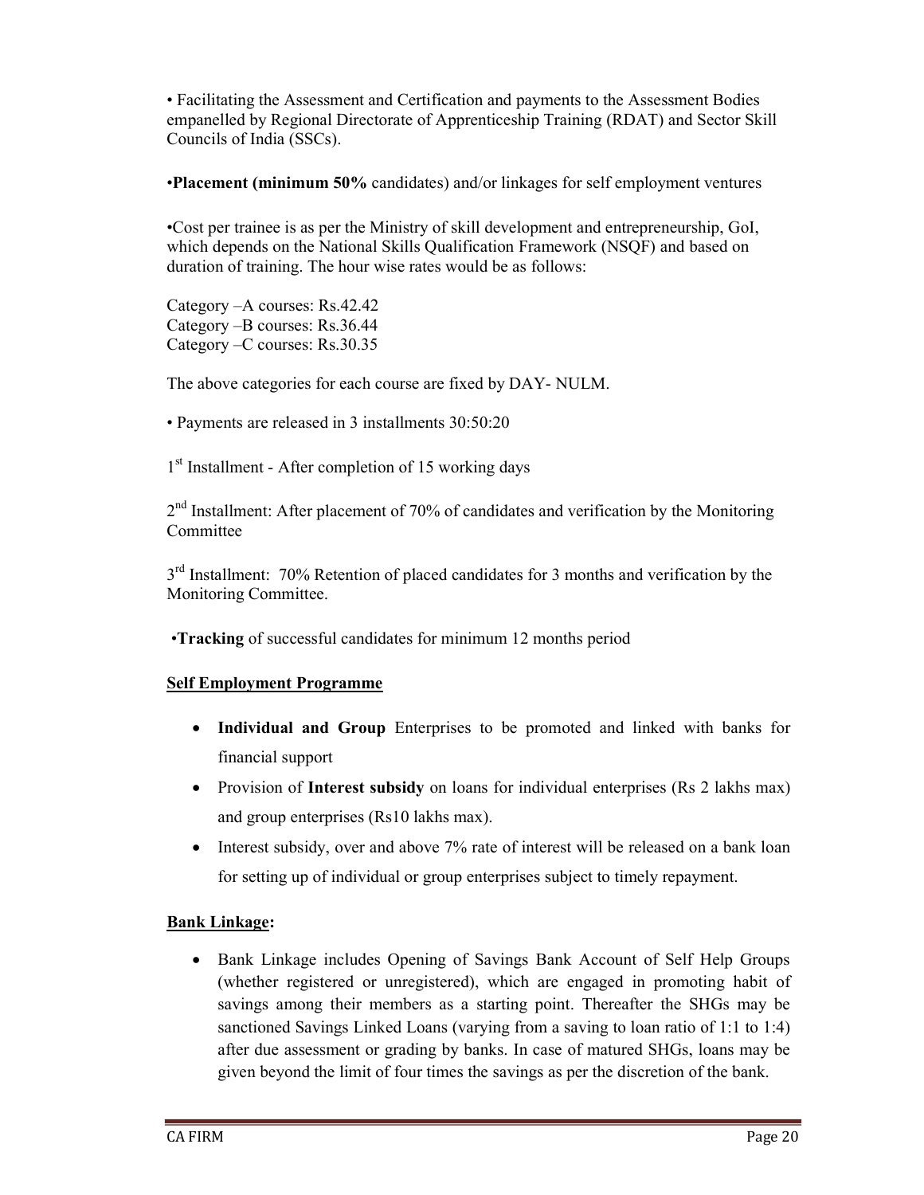• Facilitating the Assessment and Certification and payments to the Assessment Bodies empanelled by Regional Directorate of Apprenticeship Training (RDAT) and Sector Skill Councils of India (SSCs).

•**Placement (minimum 50%** candidates) and/or linkages for self employment ventures

•Cost per trainee is as per the Ministry of skill development and entrepreneurship, GoI, which depends on the National Skills Qualification Framework (NSQF) and based on duration of training. The hour wise rates would be as follows:

Category –A courses: Rs.42.42
Category –B courses: Rs.36.44
Category –C courses: Rs.30.35

The above categories for each course are fixed by DAY- NULM.

• Payments are released in 3 installments 30:50:20

1st Installment - After completion of 15 working days

2nd Installment: After placement of 70% of candidates and verification by the Monitoring Committee

3rd Installment: 70% Retention of placed candidates for 3 months and verification by the Monitoring Committee.

•**Tracking** of successful candidates for minimum 12 months period

**<u>Self Employment Programme</u>**

- **Individual and Group** Enterprises to be promoted and linked with banks for financial support
- Provision of **Interest subsidy** on loans for individual enterprises (Rs 2 lakhs max) and group enterprises (Rs10 lakhs max).
- Interest subsidy, over and above 7% rate of interest will be released on a bank loan for setting up of individual or group enterprises subject to timely repayment.

**<u>Bank Linkage</u>:**

- Bank Linkage includes Opening of Savings Bank Account of Self Help Groups (whether registered or unregistered), which are engaged in promoting habit of savings among their members as a starting point. Thereafter the SHGs may be sanctioned Savings Linked Loans (varying from a saving to loan ratio of 1:1 to 1:4) after due assessment or grading by banks. In case of matured SHGs, loans may be given beyond the limit of four times the savings as per the discretion of the bank.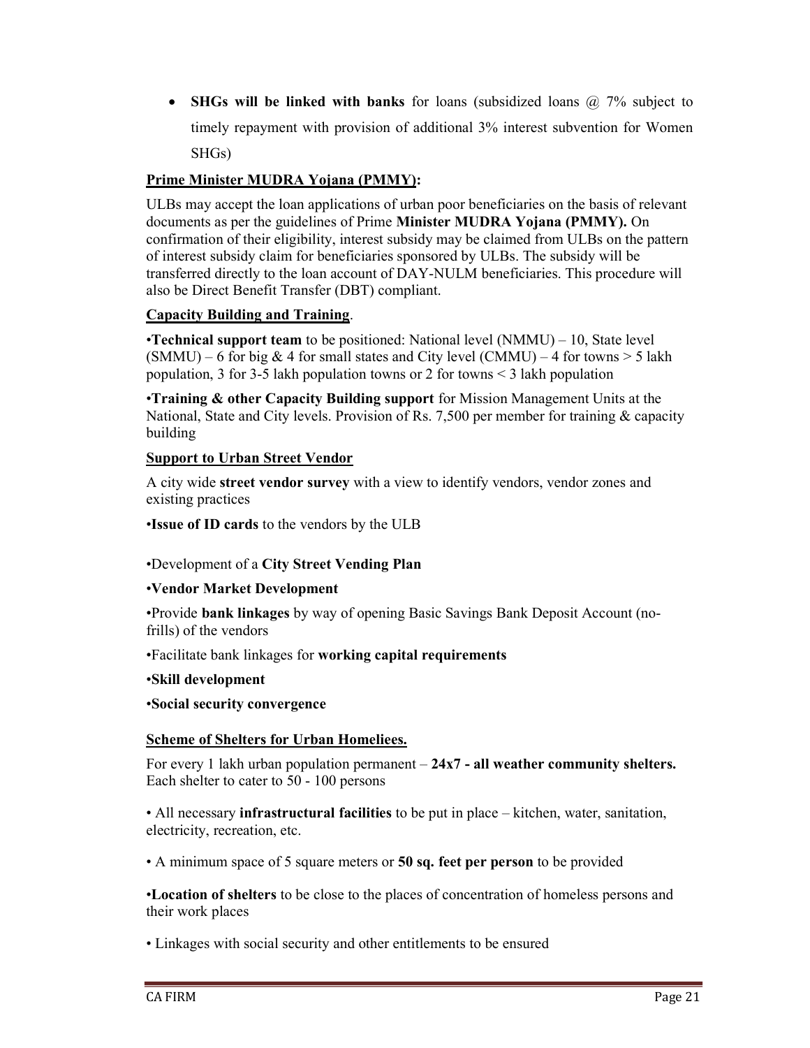- **SHGs will be linked with banks** for loans (subsidized loans @ 7% subject to timely repayment with provision of additional 3% interest subvention for Women SHGs)

**Prime Minister MUDRA Yojana (PMMY):**

ULBs may accept the loan applications of urban poor beneficiaries on the basis of relevant documents as per the guidelines of Prime **Minister MUDRA Yojana (PMMY).** On confirmation of their eligibility, interest subsidy may be claimed from ULBs on the pattern of interest subsidy claim for beneficiaries sponsored by ULBs. The subsidy will be transferred directly to the loan account of DAY-NULM beneficiaries. This procedure will also be Direct Benefit Transfer (DBT) compliant.

**Capacity Building and Training**.

•**Technical support team** to be positioned: National level (NMMU) – 10, State level (SMMU) – 6 for big & 4 for small states and City level (CMMU) – 4 for towns > 5 lakh population, 3 for 3-5 lakh population towns or 2 for towns < 3 lakh population

•**Training & other Capacity Building support** for Mission Management Units at the National, State and City levels. Provision of Rs. 7,500 per member for training & capacity building

**Support to Urban Street Vendor**

A city wide **street vendor survey** with a view to identify vendors, vendor zones and existing practices

•**Issue of ID cards** to the vendors by the ULB

•Development of a **City Street Vending Plan**

•**Vendor Market Development**

•Provide **bank linkages** by way of opening Basic Savings Bank Deposit Account (no-frills) of the vendors

•Facilitate bank linkages for **working capital requirements**

•**Skill development**

•**Social security convergence**

**Scheme of Shelters for Urban Homeliees.**

For every 1 lakh urban population permanent – **24x7 - all weather community shelters.** Each shelter to cater to 50 - 100 persons

• All necessary **infrastructural facilities** to be put in place – kitchen, water, sanitation, electricity, recreation, etc.

• A minimum space of 5 square meters or **50 sq. feet per person** to be provided

•**Location of shelters** to be close to the places of concentration of homeless persons and their work places

• Linkages with social security and other entitlements to be ensured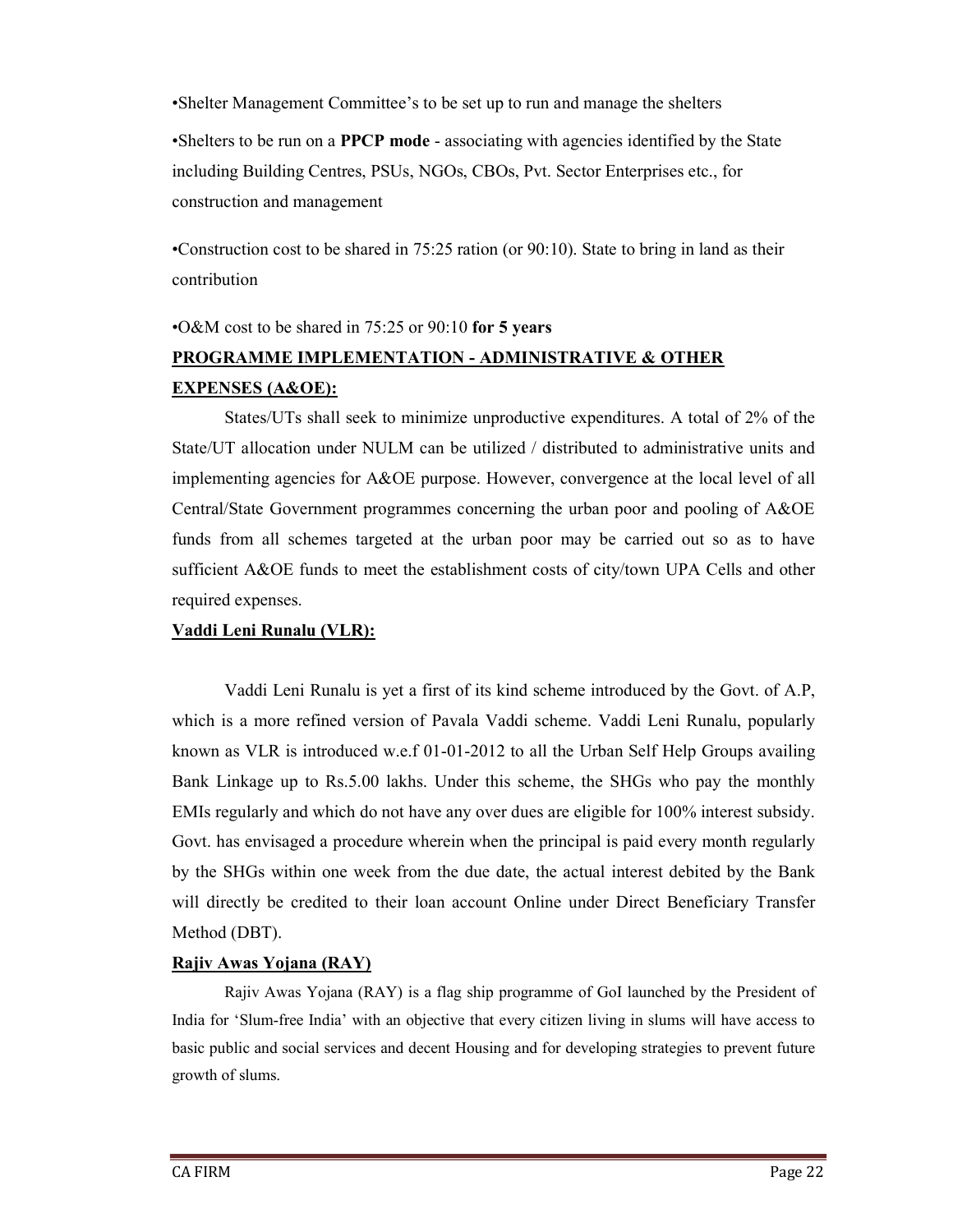•Shelter Management Committee's to be set up to run and manage the shelters

•Shelters to be run on a **PPCP mode** - associating with agencies identified by the State including Building Centres, PSUs, NGOs, CBOs, Pvt. Sector Enterprises etc., for construction and management

•Construction cost to be shared in 75:25 ration (or 90:10). State to bring in land as their contribution

•O&M cost to be shared in 75:25 or 90:10 **for 5 years**

**PROGRAMME IMPLEMENTATION - ADMINISTRATIVE & OTHER EXPENSES (A&OE):**

States/UTs shall seek to minimize unproductive expenditures. A total of 2% of the State/UT allocation under NULM can be utilized / distributed to administrative units and implementing agencies for A&OE purpose. However, convergence at the local level of all Central/State Government programmes concerning the urban poor and pooling of A&OE funds from all schemes targeted at the urban poor may be carried out so as to have sufficient A&OE funds to meet the establishment costs of city/town UPA Cells and other required expenses.

**Vaddi Leni Runalu (VLR):**

Vaddi Leni Runalu is yet a first of its kind scheme introduced by the Govt. of A.P, which is a more refined version of Pavala Vaddi scheme. Vaddi Leni Runalu, popularly known as VLR is introduced w.e.f 01-01-2012 to all the Urban Self Help Groups availing Bank Linkage up to Rs.5.00 lakhs. Under this scheme, the SHGs who pay the monthly EMIs regularly and which do not have any over dues are eligible for 100% interest subsidy. Govt. has envisaged a procedure wherein when the principal is paid every month regularly by the SHGs within one week from the due date, the actual interest debited by the Bank will directly be credited to their loan account Online under Direct Beneficiary Transfer Method (DBT).

**Rajiv Awas Yojana (RAY)**

Rajiv Awas Yojana (RAY) is a flag ship programme of GoI launched by the President of India for 'Slum-free India' with an objective that every citizen living in slums will have access to basic public and social services and decent Housing and for developing strategies to prevent future growth of slums.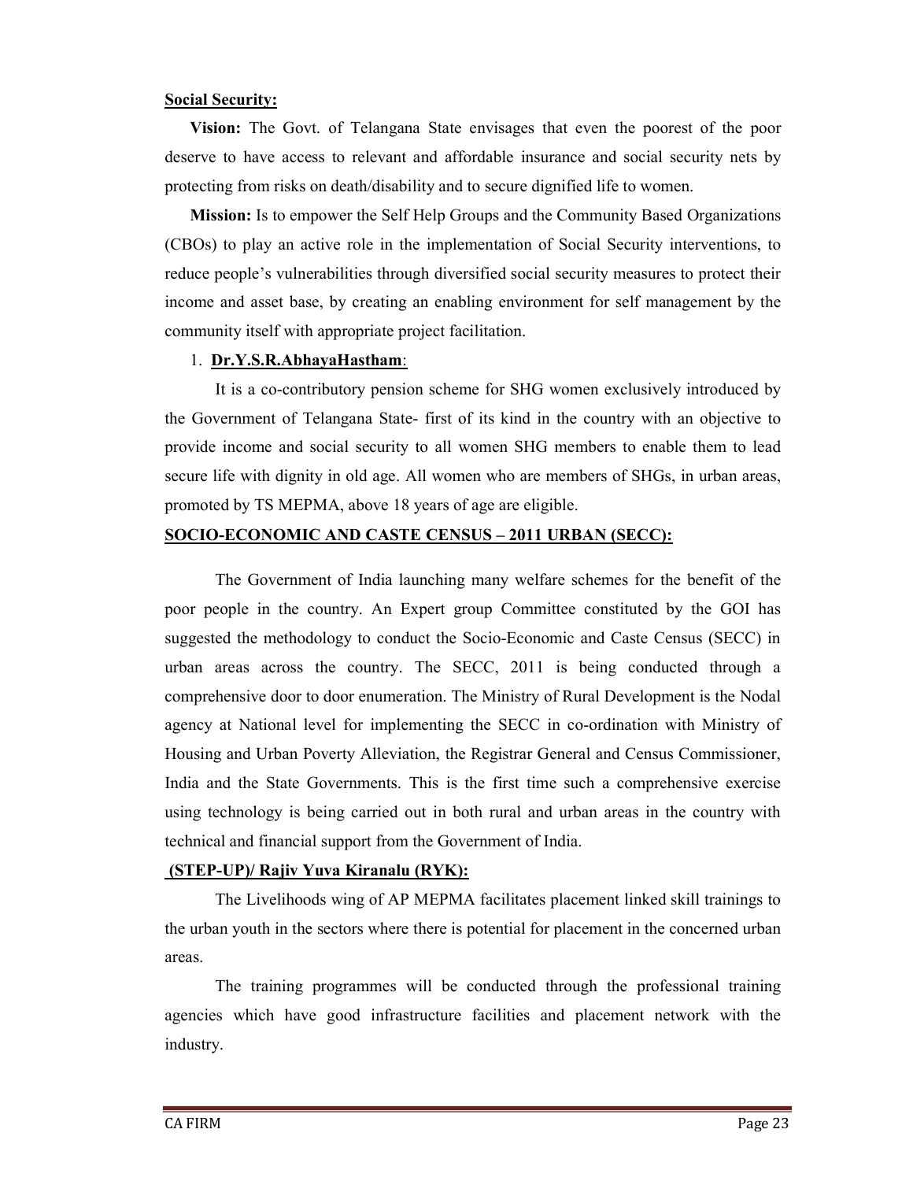**Social Security:**

**Vision:** The Govt. of Telangana State envisages that even the poorest of the poor deserve to have access to relevant and affordable insurance and social security nets by protecting from risks on death/disability and to secure dignified life to women.

**Mission:** Is to empower the Self Help Groups and the Community Based Organizations (CBOs) to play an active role in the implementation of Social Security interventions, to reduce people's vulnerabilities through diversified social security measures to protect their income and asset base, by creating an enabling environment for self management by the community itself with appropriate project facilitation.

1. **Dr.Y.S.R.AbhayaHastham**:

   It is a co-contributory pension scheme for SHG women exclusively introduced by the Government of Telangana State- first of its kind in the country with an objective to provide income and social security to all women SHG members to enable them to lead secure life with dignity in old age. All women who are members of SHGs, in urban areas, promoted by TS MEPMA, above 18 years of age are eligible.

**SOCIO-ECONOMIC AND CASTE CENSUS – 2011 URBAN (SECC):**

The Government of India launching many welfare schemes for the benefit of the poor people in the country. An Expert group Committee constituted by the GOI has suggested the methodology to conduct the Socio-Economic and Caste Census (SECC) in urban areas across the country. The SECC, 2011 is being conducted through a comprehensive door to door enumeration. The Ministry of Rural Development is the Nodal agency at National level for implementing the SECC in co-ordination with Ministry of Housing and Urban Poverty Alleviation, the Registrar General and Census Commissioner, India and the State Governments. This is the first time such a comprehensive exercise using technology is being carried out in both rural and urban areas in the country with technical and financial support from the Government of India.

**(STEP-UP)/ Rajiv Yuva Kiranalu (RYK):**

The Livelihoods wing of AP MEPMA facilitates placement linked skill trainings to the urban youth in the sectors where there is potential for placement in the concerned urban areas.

The training programmes will be conducted through the professional training agencies which have good infrastructure facilities and placement network with the industry.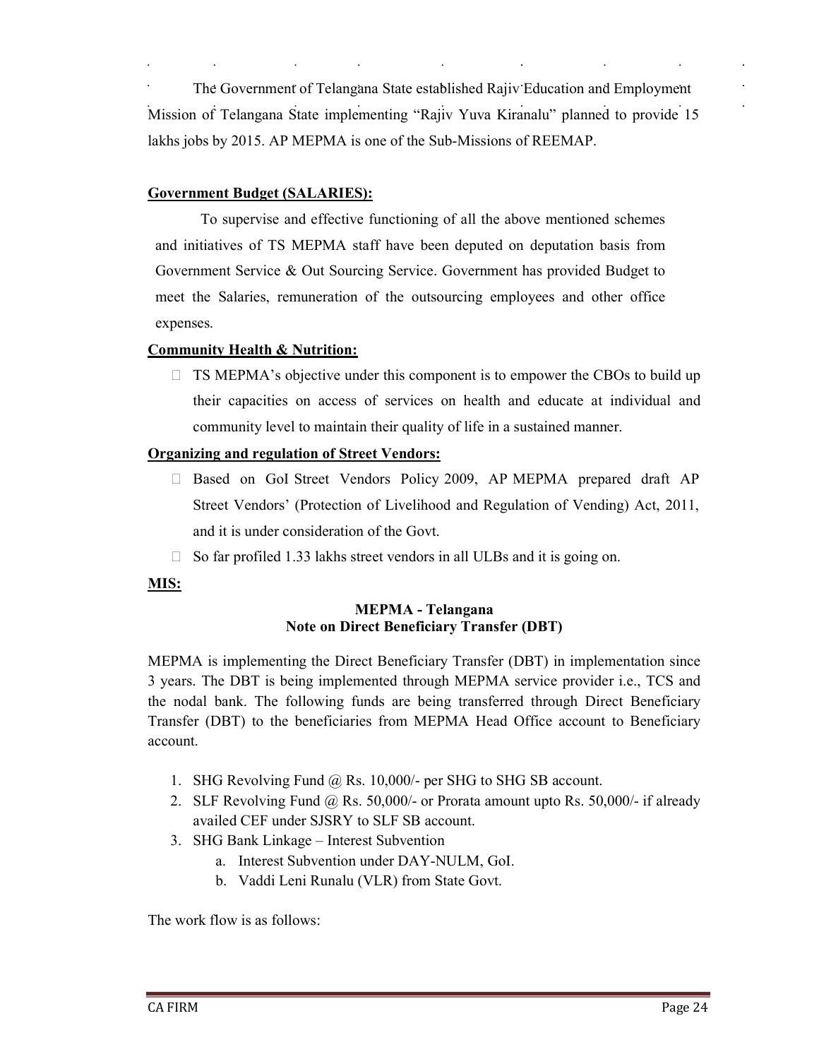The Government of Telangana State established Rajiv Education and Employment Mission of Telangana State implementing "Rajiv Yuva Kiranalu" planned to provide 15 lakhs jobs by 2015. AP MEPMA is one of the Sub-Missions of REEMAP.

**Government Budget (SALARIES):**

To supervise and effective functioning of all the above mentioned schemes and initiatives of TS MEPMA staff have been deputed on deputation basis from Government Service & Out Sourcing Service. Government has provided Budget to meet the Salaries, remuneration of the outsourcing employees and other office expenses.

**Community Health & Nutrition:**

- TS MEPMA's objective under this component is to empower the CBOs to build up their capacities on access of services on health and educate at individual and community level to maintain their quality of life in a sustained manner.

**Organizing and regulation of Street Vendors:**

- Based on GoI Street Vendors Policy 2009, AP MEPMA prepared draft AP Street Vendors' (Protection of Livelihood and Regulation of Vending) Act, 2011, and it is under consideration of the Govt.
- So far profiled 1.33 lakhs street vendors in all ULBs and it is going on.

**MIS:**

**MEPMA - Telangana**
**Note on Direct Beneficiary Transfer (DBT)**

MEPMA is implementing the Direct Beneficiary Transfer (DBT) in implementation since 3 years. The DBT is being implemented through MEPMA service provider i.e., TCS and the nodal bank. The following funds are being transferred through Direct Beneficiary Transfer (DBT) to the beneficiaries from MEPMA Head Office account to Beneficiary account.

1. SHG Revolving Fund @ Rs. 10,000/- per SHG to SHG SB account.
2. SLF Revolving Fund @ Rs. 50,000/- or Prorata amount upto Rs. 50,000/- if already availed CEF under SJSRY to SLF SB account.
3. SHG Bank Linkage – Interest Subvention
   a. Interest Subvention under DAY-NULM, GoI.
   b. Vaddi Leni Runalu (VLR) from State Govt.

The work flow is as follows: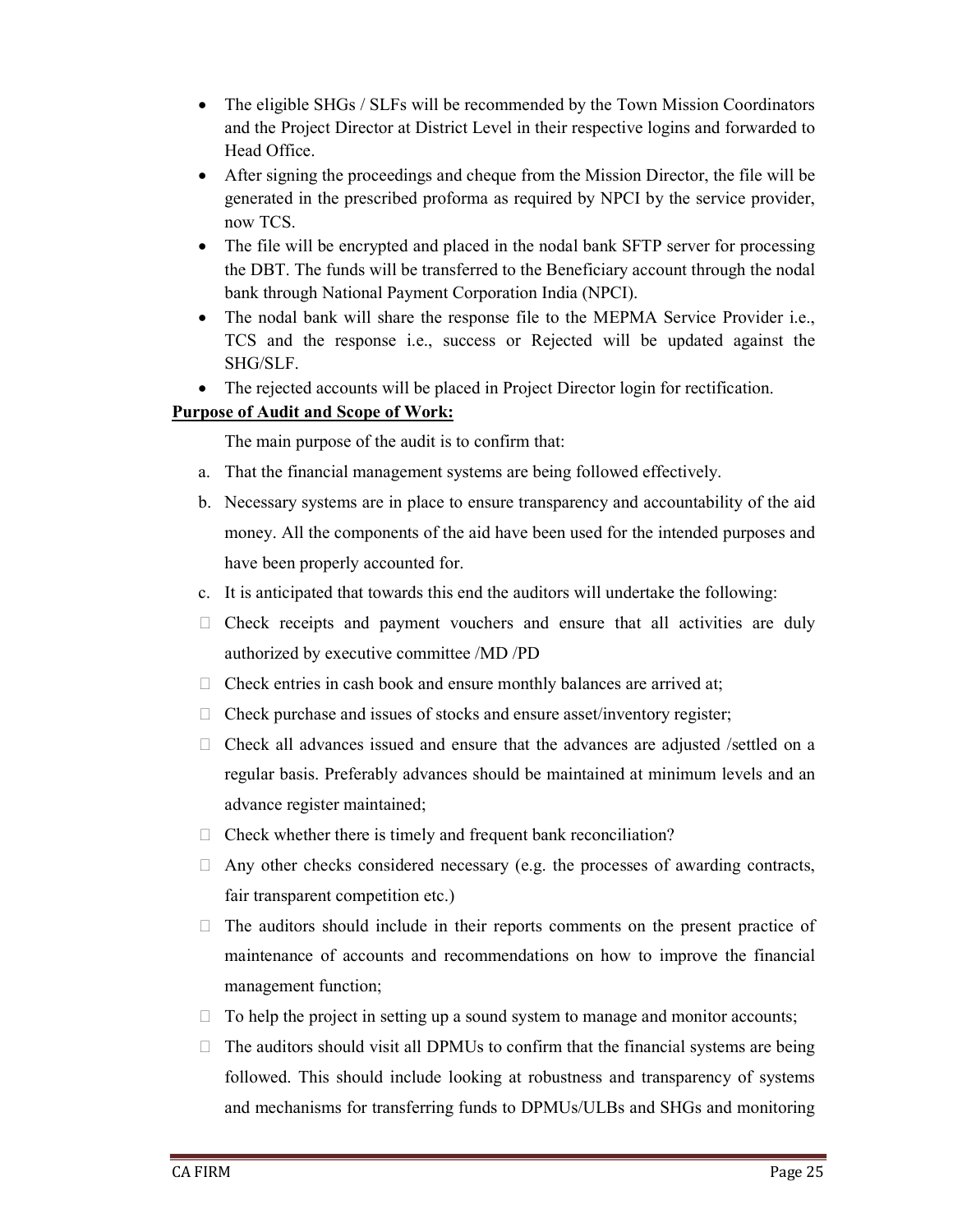- The eligible SHGs / SLFs will be recommended by the Town Mission Coordinators and the Project Director at District Level in their respective logins and forwarded to Head Office.
- After signing the proceedings and cheque from the Mission Director, the file will be generated in the prescribed proforma as required by NPCI by the service provider, now TCS.
- The file will be encrypted and placed in the nodal bank SFTP server for processing the DBT. The funds will be transferred to the Beneficiary account through the nodal bank through National Payment Corporation India (NPCI).
- The nodal bank will share the response file to the MEPMA Service Provider i.e., TCS and the response i.e., success or Rejected will be updated against the SHG/SLF.
- The rejected accounts will be placed in Project Director login for rectification.

**<u>Purpose of Audit and Scope of Work:</u>**

The main purpose of the audit is to confirm that:

a. That the financial management systems are being followed effectively.
b. Necessary systems are in place to ensure transparency and accountability of the aid money. All the components of the aid have been used for the intended purposes and have been properly accounted for.
c. It is anticipated that towards this end the auditors will undertake the following:

- Check receipts and payment vouchers and ensure that all activities are duly authorized by executive committee /MD /PD
- Check entries in cash book and ensure monthly balances are arrived at;
- Check purchase and issues of stocks and ensure asset/inventory register;
- Check all advances issued and ensure that the advances are adjusted /settled on a regular basis. Preferably advances should be maintained at minimum levels and an advance register maintained;
- Check whether there is timely and frequent bank reconciliation?
- Any other checks considered necessary (e.g. the processes of awarding contracts, fair transparent competition etc.)
- The auditors should include in their reports comments on the present practice of maintenance of accounts and recommendations on how to improve the financial management function;
- To help the project in setting up a sound system to manage and monitor accounts;
- The auditors should visit all DPMUs to confirm that the financial systems are being followed. This should include looking at robustness and transparency of systems and mechanisms for transferring funds to DPMUs/ULBs and SHGs and monitoring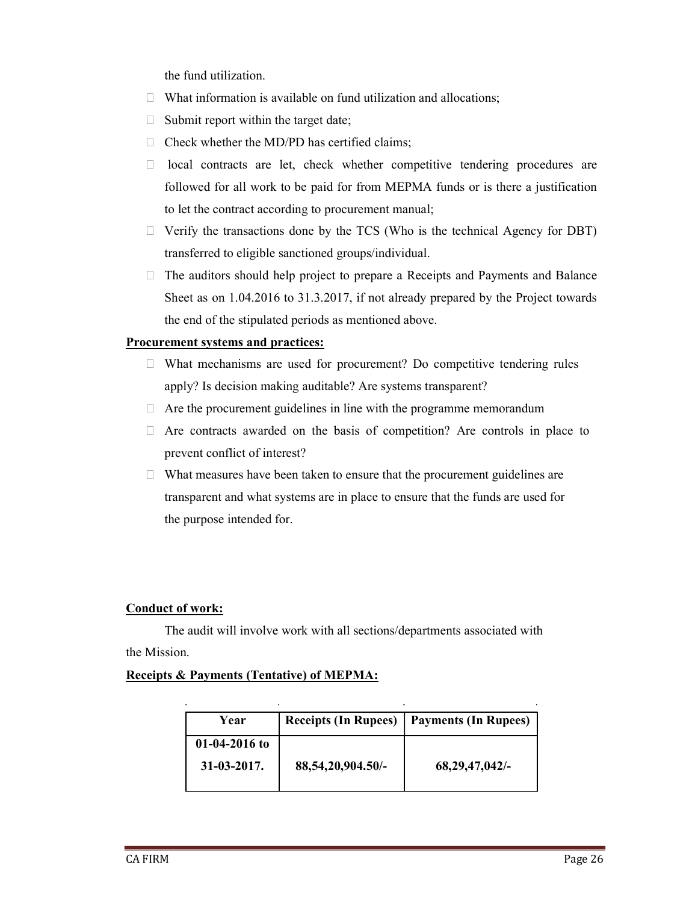the fund utilization.

- What information is available on fund utilization and allocations;
- Submit report within the target date;
- Check whether the MD/PD has certified claims;
- local contracts are let, check whether competitive tendering procedures are followed for all work to be paid for from MEPMA funds or is there a justification to let the contract according to procurement manual;
- Verify the transactions done by the TCS (Who is the technical Agency for DBT) transferred to eligible sanctioned groups/individual.
- The auditors should help project to prepare a Receipts and Payments and Balance Sheet as on 1.04.2016 to 31.3.2017, if not already prepared by the Project towards the end of the stipulated periods as mentioned above.

**Procurement systems and practices:**

- What mechanisms are used for procurement? Do competitive tendering rules apply? Is decision making auditable? Are systems transparent?
- Are the procurement guidelines in line with the programme memorandum
- Are contracts awarded on the basis of competition? Are controls in place to prevent conflict of interest?
- What measures have been taken to ensure that the procurement guidelines are transparent and what systems are in place to ensure that the funds are used for the purpose intended for.

**Conduct of work:**

The audit will involve work with all sections/departments associated with the Mission.

**Receipts & Payments (Tentative) of MEPMA:**

| Year | Receipts (In Rupees) | Payments (In Rupees) |
|---|---|---|
| 01-04-2016 to 31-03-2017. | 88,54,20,904.50/- | 68,29,47,042/- |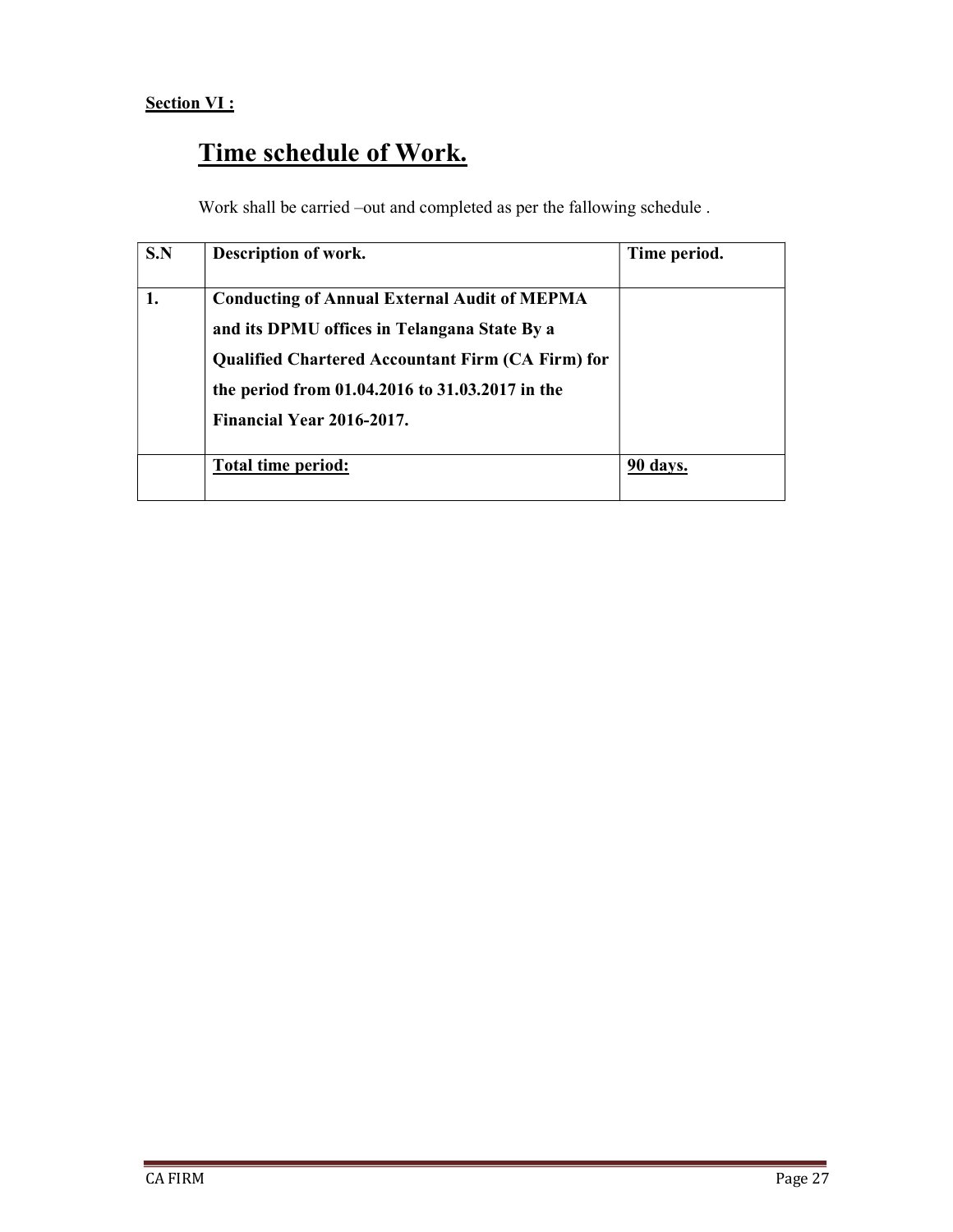**Section VI :**

# Time schedule of Work.

Work shall be carried –out and completed as per the fallowing schedule .

| S.N | Description of work. | Time period. |
|---|---|---|
| 1. | **Conducting of Annual External Audit of MEPMA and its DPMU offices in Telangana State By a Qualified Chartered Accountant Firm (CA Firm) for the period from 01.04.2016 to 31.03.2017 in the Financial Year 2016-2017.** | |
| | **Total time period:** | **90 days.** |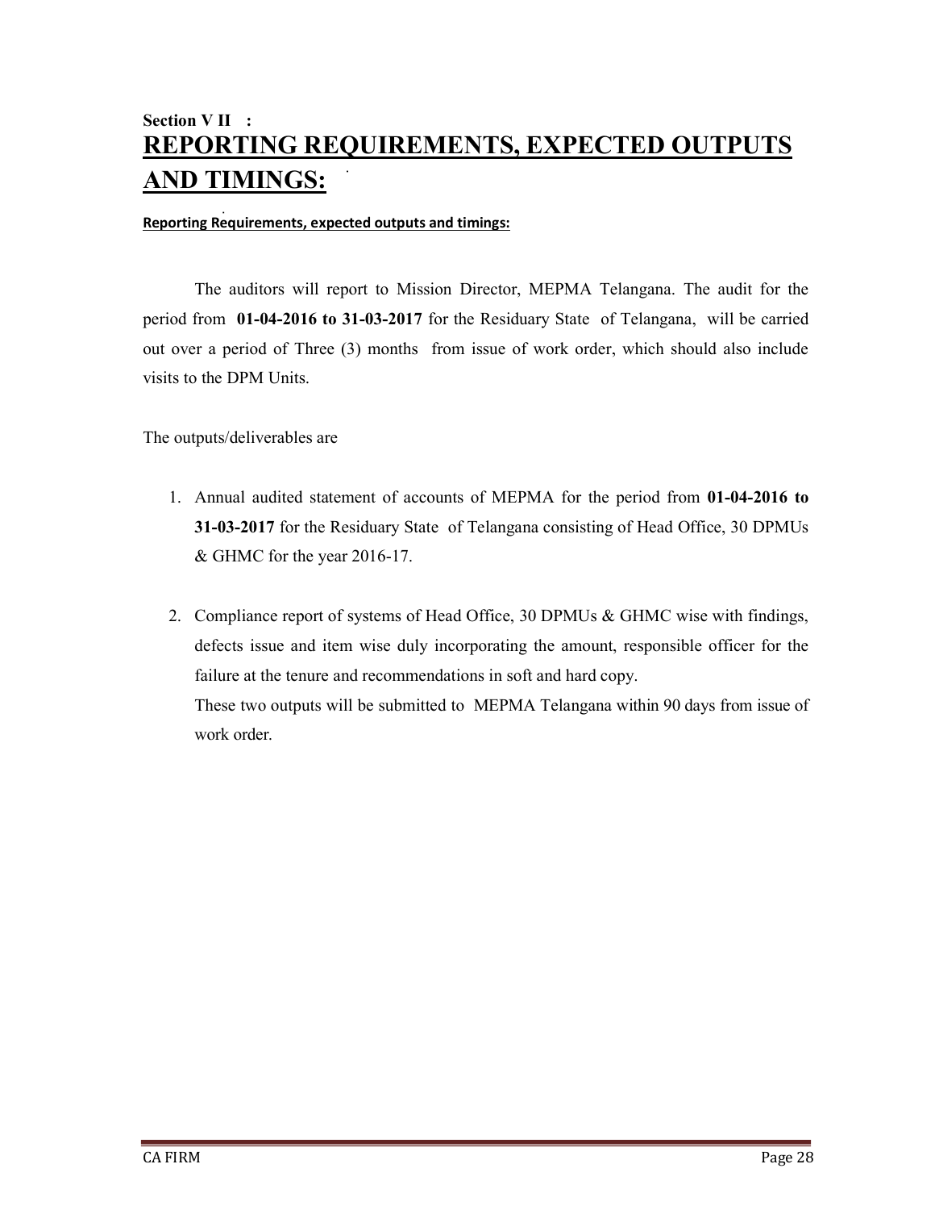**Section V II :**

# REPORTING REQUIREMENTS, EXPECTED OUTPUTS AND TIMINGS:

**Reporting Requirements, expected outputs and timings:**

The auditors will report to Mission Director, MEPMA Telangana. The audit for the period from **01-04-2016 to 31-03-2017** for the Residuary State of Telangana, will be carried out over a period of Three (3) months from issue of work order, which should also include visits to the DPM Units.

The outputs/deliverables are

1. Annual audited statement of accounts of MEPMA for the period from **01-04-2016 to 31-03-2017** for the Residuary State of Telangana consisting of Head Office, 30 DPMUs & GHMC for the year 2016-17.

2. Compliance report of systems of Head Office, 30 DPMUs & GHMC wise with findings, defects issue and item wise duly incorporating the amount, responsible officer for the failure at the tenure and recommendations in soft and hard copy.

   These two outputs will be submitted to MEPMA Telangana within 90 days from issue of work order.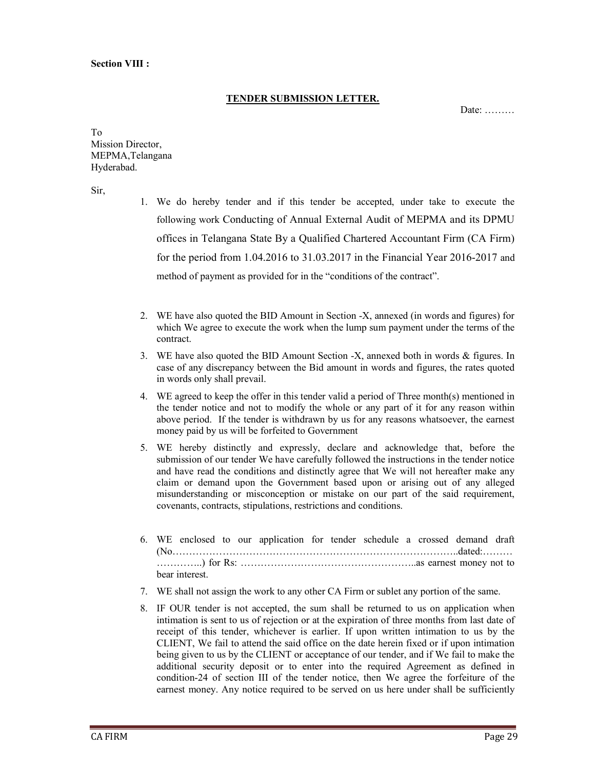**Section VIII :**

## TENDER SUBMISSION LETTER.

Date: ………

To
Mission Director,
MEPMA,Telangana
Hyderabad.

Sir,

1. We do hereby tender and if this tender be accepted, under take to execute the following work Conducting of Annual External Audit of MEPMA and its DPMU offices in Telangana State By a Qualified Chartered Accountant Firm (CA Firm) for the period from 1.04.2016 to 31.03.2017 in the Financial Year 2016-2017 and method of payment as provided for in the "conditions of the contract".

2. WE have also quoted the BID Amount in Section -X, annexed (in words and figures) for which We agree to execute the work when the lump sum payment under the terms of the contract.

3. WE have also quoted the BID Amount Section -X, annexed both in words & figures. In case of any discrepancy between the Bid amount in words and figures, the rates quoted in words only shall prevail.

4. WE agreed to keep the offer in this tender valid a period of Three month(s) mentioned in the tender notice and not to modify the whole or any part of it for any reason within above period. If the tender is withdrawn by us for any reasons whatsoever, the earnest money paid by us will be forfeited to Government

5. WE hereby distinctly and expressly, declare and acknowledge that, before the submission of our tender We have carefully followed the instructions in the tender notice and have read the conditions and distinctly agree that We will not hereafter make any claim or demand upon the Government based upon or arising out of any alleged misunderstanding or misconception or mistake on our part of the said requirement, covenants, contracts, stipulations, restrictions and conditions.

6. WE enclosed to our application for tender schedule a crossed demand draft (No……………………………………………………………………………..dated:……… …………..) for Rs: ……………………………………………..as earnest money not to bear interest.

7. WE shall not assign the work to any other CA Firm or sublet any portion of the same.

8. IF OUR tender is not accepted, the sum shall be returned to us on application when intimation is sent to us of rejection or at the expiration of three months from last date of receipt of this tender, whichever is earlier. If upon written intimation to us by the CLIENT, We fail to attend the said office on the date herein fixed or if upon intimation being given to us by the CLIENT or acceptance of our tender, and if We fail to make the additional security deposit or to enter into the required Agreement as defined in condition-24 of section III of the tender notice, then We agree the forfeiture of the earnest money. Any notice required to be served on us here under shall be sufficiently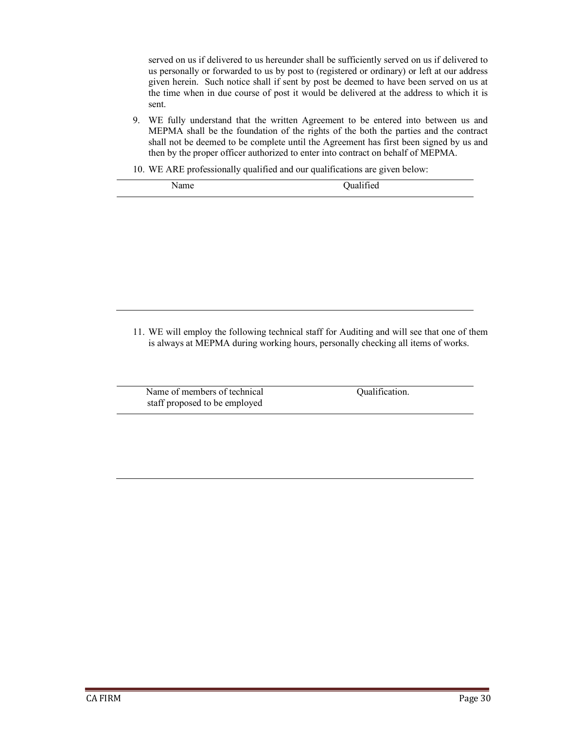served on us if delivered to us hereunder shall be sufficiently served on us if delivered to us personally or forwarded to us by post to (registered or ordinary) or left at our address given herein. Such notice shall if sent by post be deemed to have been served on us at the time when in due course of post it would be delivered at the address to which it is sent.

9. WE fully understand that the written Agreement to be entered into between us and MEPMA shall be the foundation of the rights of the both the parties and the contract shall not be deemed to be complete until the Agreement has first been signed by us and then by the proper officer authorized to enter into contract on behalf of MEPMA.

10. WE ARE professionally qualified and our qualifications are given below:

| Name | Qualified |
|---|---|
| | |

11. WE will employ the following technical staff for Auditing and will see that one of them is always at MEPMA during working hours, personally checking all items of works.

| Name of members of technical staff proposed to be employed | Qualification. |
|---|---|
| | |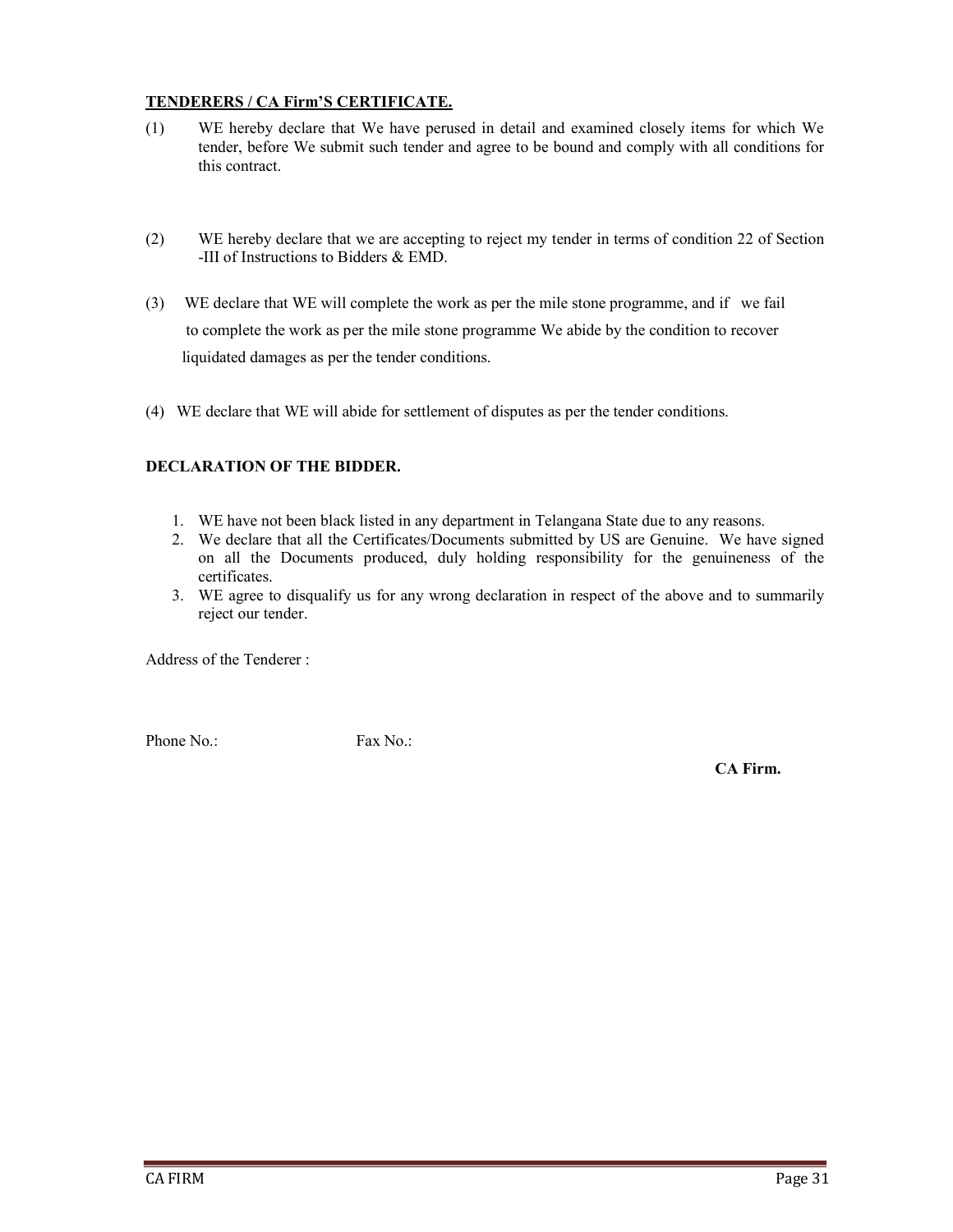**TENDERERS / CA Firm'S CERTIFICATE.**

(1) WE hereby declare that We have perused in detail and examined closely items for which We tender, before We submit such tender and agree to be bound and comply with all conditions for this contract.

(2) WE hereby declare that we are accepting to reject my tender in terms of condition 22 of Section -III of Instructions to Bidders & EMD.

(3) WE declare that WE will complete the work as per the mile stone programme, and if we fail to complete the work as per the mile stone programme We abide by the condition to recover liquidated damages as per the tender conditions.

(4) WE declare that WE will abide for settlement of disputes as per the tender conditions.

**DECLARATION OF THE BIDDER.**

1. WE have not been black listed in any department in Telangana State due to any reasons.
2. We declare that all the Certificates/Documents submitted by US are Genuine. We have signed on all the Documents produced, duly holding responsibility for the genuineness of the certificates.
3. WE agree to disqualify us for any wrong declaration in respect of the above and to summarily reject our tender.

Address of the Tenderer :

Phone No.: Fax No.:

**CA Firm.**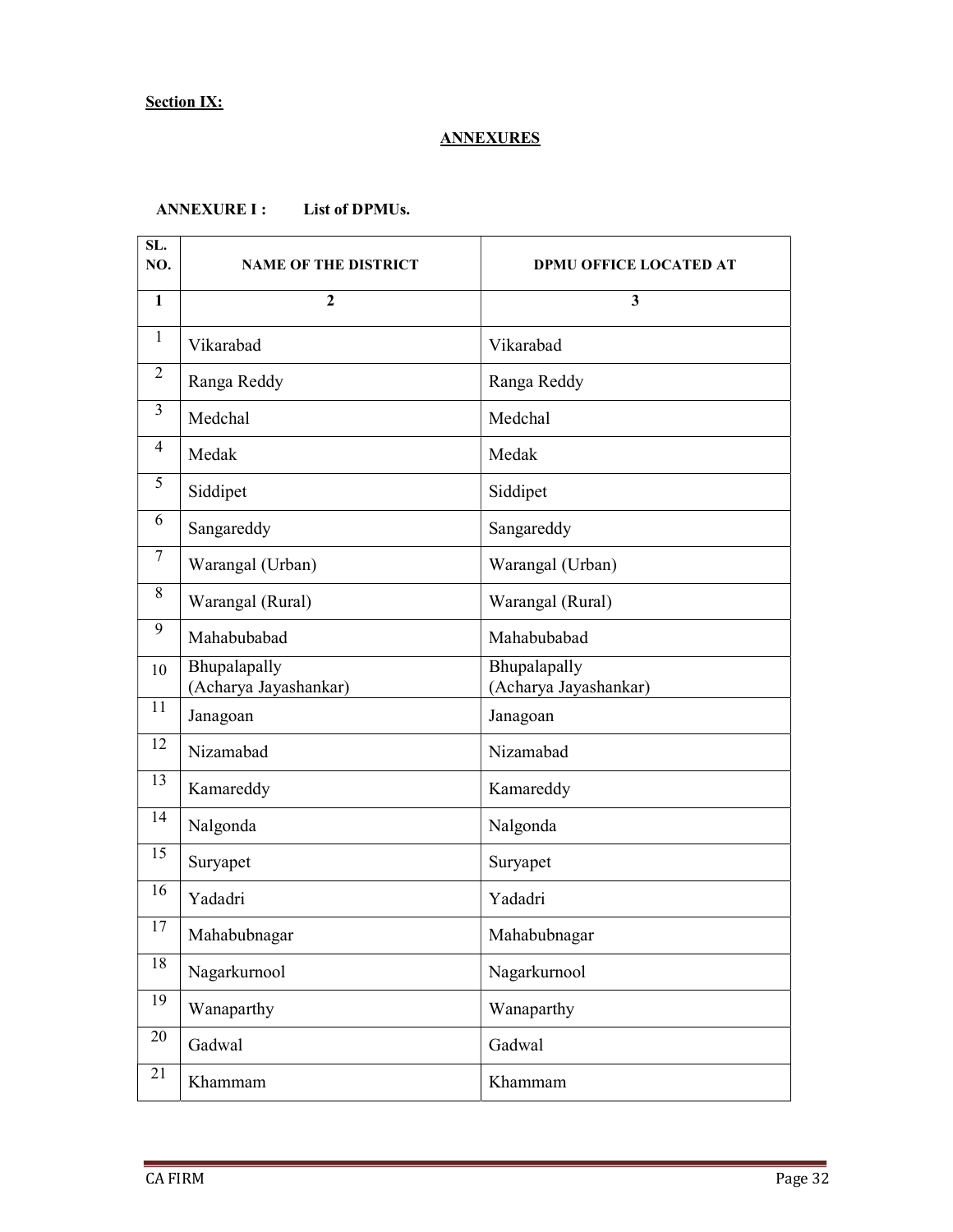**Section IX:**

## ANNEXURES

**ANNEXURE I : List of DPMUs.**

| SL. NO. | NAME OF THE DISTRICT | DPMU OFFICE LOCATED AT |
|---|---|---|
| **1** | **2** | **3** |
| 1 | Vikarabad | Vikarabad |
| 2 | Ranga Reddy | Ranga Reddy |
| 3 | Medchal | Medchal |
| 4 | Medak | Medak |
| 5 | Siddipet | Siddipet |
| 6 | Sangareddy | Sangareddy |
| 7 | Warangal (Urban) | Warangal (Urban) |
| 8 | Warangal (Rural) | Warangal (Rural) |
| 9 | Mahabubabad | Mahabubabad |
| 10 | Bhupalapally (Acharya Jayashankar) | Bhupalapally (Acharya Jayashankar) |
| 11 | Janagoan | Janagoan |
| 12 | Nizamabad | Nizamabad |
| 13 | Kamareddy | Kamareddy |
| 14 | Nalgonda | Nalgonda |
| 15 | Suryapet | Suryapet |
| 16 | Yadadri | Yadadri |
| 17 | Mahabubnagar | Mahabubnagar |
| 18 | Nagarkurnool | Nagarkurnool |
| 19 | Wanaparthy | Wanaparthy |
| 20 | Gadwal | Gadwal |
| 21 | Khammam | Khammam |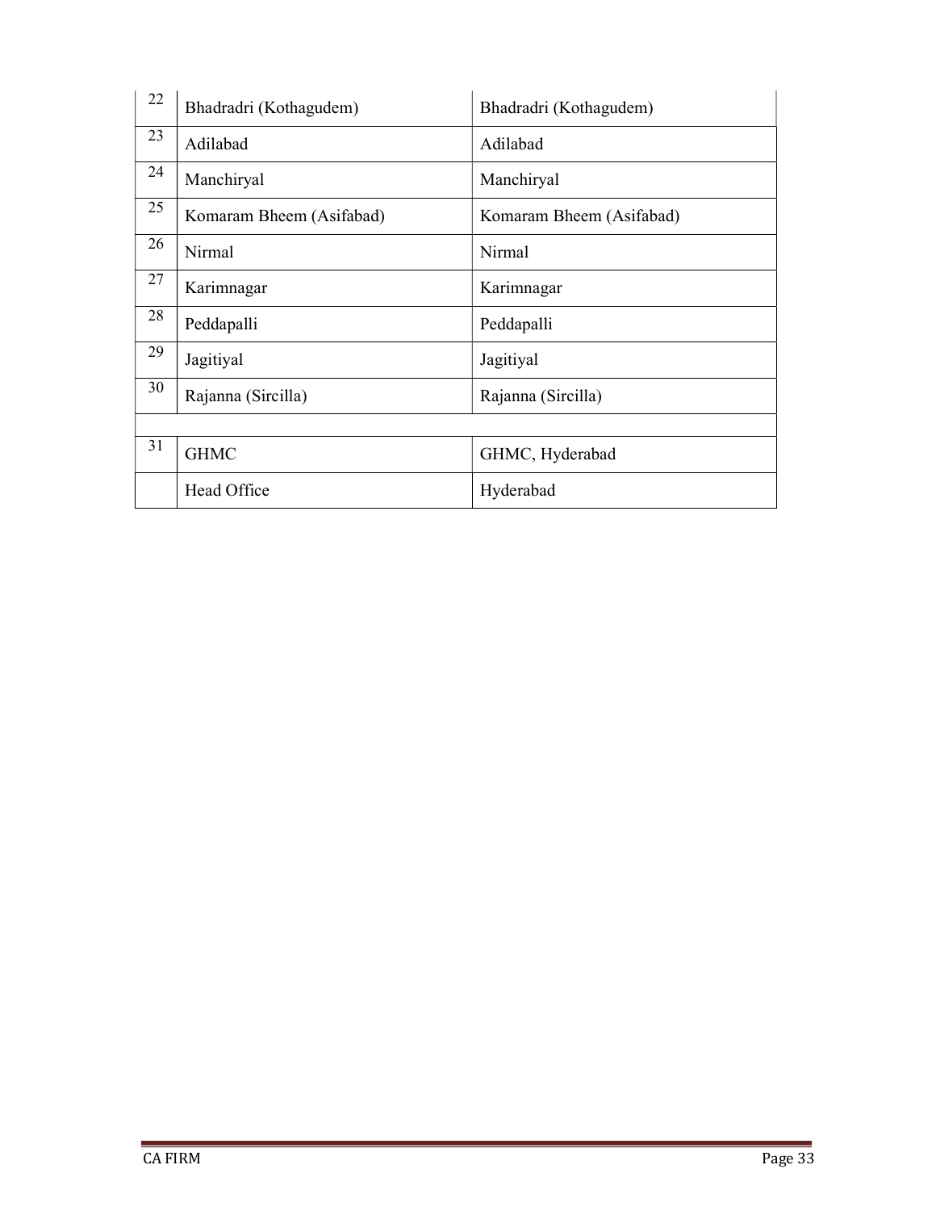| | | |
|---|---|---|
| 22 | Bhadradri (Kothagudem) | Bhadradri (Kothagudem) |
| 23 | Adilabad | Adilabad |
| 24 | Manchiryal | Manchiryal |
| 25 | Komaram Bheem (Asifabad) | Komaram Bheem (Asifabad) |
| 26 | Nirmal | Nirmal |
| 27 | Karimnagar | Karimnagar |
| 28 | Peddapalli | Peddapalli |
| 29 | Jagitiyal | Jagitiyal |
| 30 | Rajanna (Sircilla) | Rajanna (Sircilla) |
| | | |
| 31 | GHMC | GHMC, Hyderabad |
| | Head Office | Hyderabad |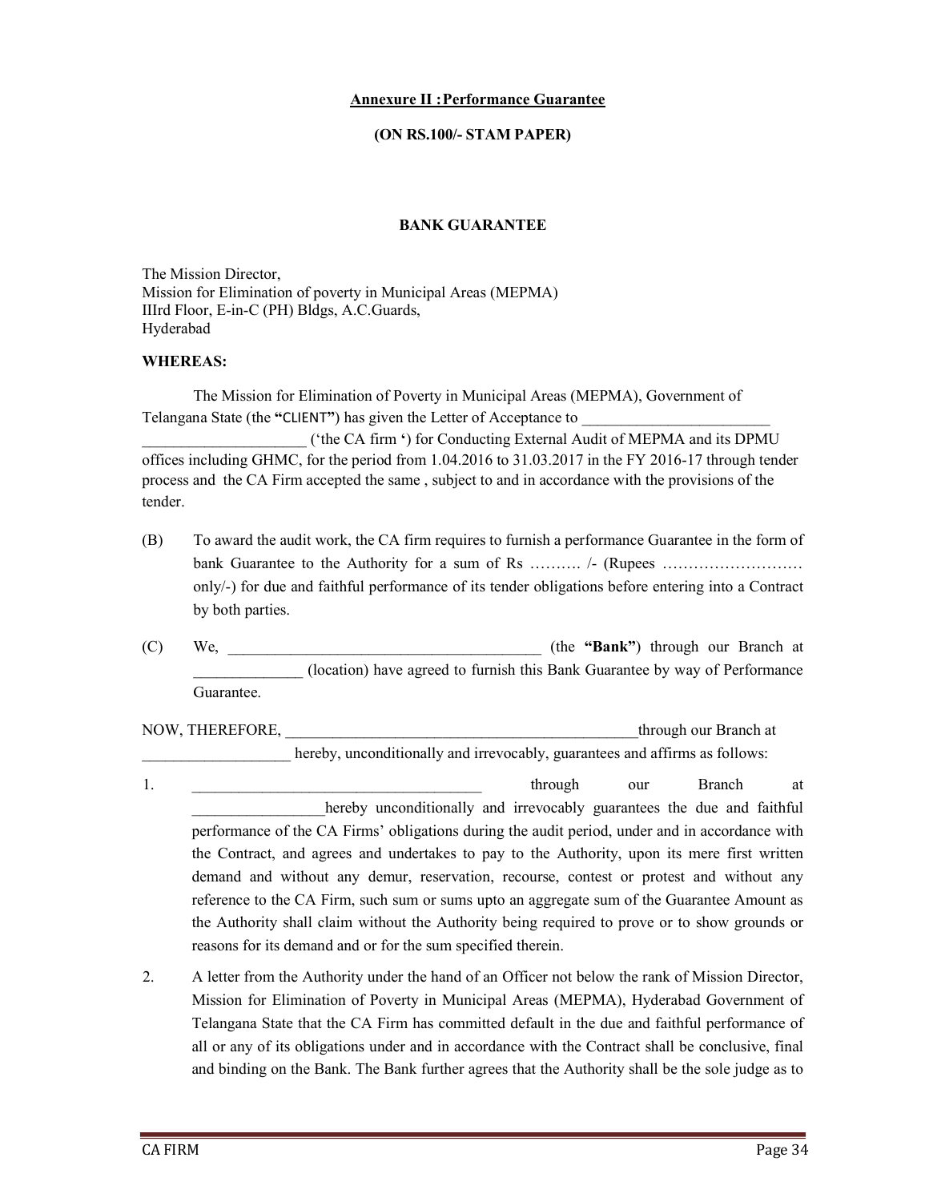**Annexure II : Performance Guarantee**

**(ON RS.100/- STAM PAPER)**

**BANK GUARANTEE**

The Mission Director,
Mission for Elimination of poverty in Municipal Areas (MEPMA)
IIIrd Floor, E-in-C (PH) Bldgs, A.C.Guards,
Hyderabad

**WHEREAS:**

The Mission for Elimination of Poverty in Municipal Areas (MEPMA), Government of Telangana State (the **"CLIENT"**) has given the Letter of Acceptance to ________________________ ____________________ ('the CA firm ') for Conducting External Audit of MEPMA and its DPMU offices including GHMC, for the period from 1.04.2016 to 31.03.2017 in the FY 2016-17 through tender process and the CA Firm accepted the same , subject to and in accordance with the provisions of the tender.

(B) To award the audit work, the CA firm requires to furnish a performance Guarantee in the form of bank Guarantee to the Authority for a sum of Rs ………. /- (Rupees ……………………… only/-) for due and faithful performance of its tender obligations before entering into a Contract by both parties.

(C) We, ________________________________________ (the **"Bank"**) through our Branch at ______________ (location) have agreed to furnish this Bank Guarantee by way of Performance Guarantee.

NOW, THEREFORE, ______________________________________________through our Branch at ___________________ hereby, unconditionally and irrevocably, guarantees and affirms as follows:

1. _____________________________________ through our Branch at _________________hereby unconditionally and irrevocably guarantees the due and faithful performance of the CA Firms' obligations during the audit period, under and in accordance with the Contract, and agrees and undertakes to pay to the Authority, upon its mere first written demand and without any demur, reservation, recourse, contest or protest and without any reference to the CA Firm, such sum or sums upto an aggregate sum of the Guarantee Amount as the Authority shall claim without the Authority being required to prove or to show grounds or reasons for its demand and or for the sum specified therein.

2. A letter from the Authority under the hand of an Officer not below the rank of Mission Director, Mission for Elimination of Poverty in Municipal Areas (MEPMA), Hyderabad Government of Telangana State that the CA Firm has committed default in the due and faithful performance of all or any of its obligations under and in accordance with the Contract shall be conclusive, final and binding on the Bank. The Bank further agrees that the Authority shall be the sole judge as to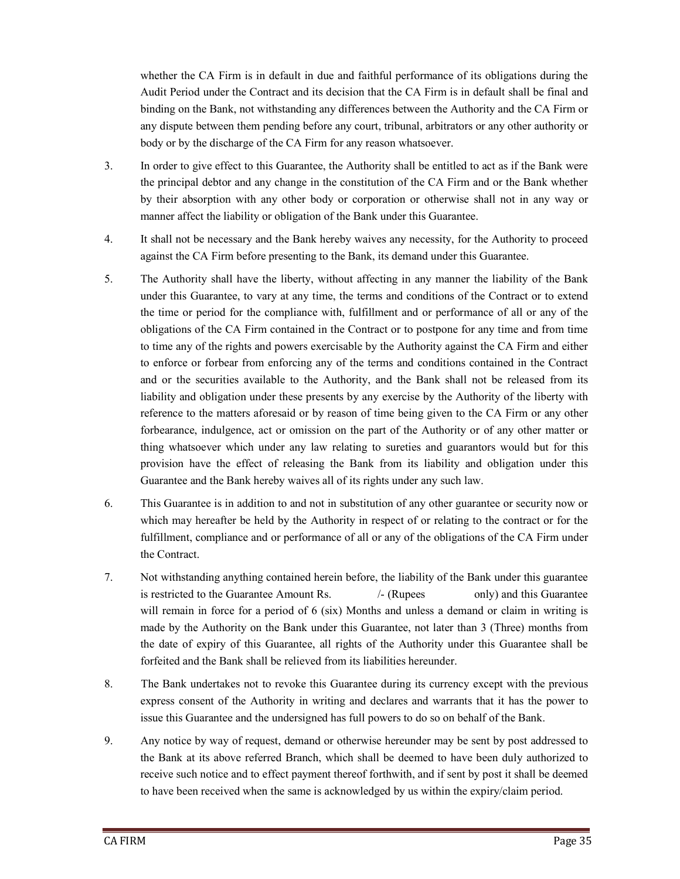whether the CA Firm is in default in due and faithful performance of its obligations during the Audit Period under the Contract and its decision that the CA Firm is in default shall be final and binding on the Bank, not withstanding any differences between the Authority and the CA Firm or any dispute between them pending before any court, tribunal, arbitrators or any other authority or body or by the discharge of the CA Firm for any reason whatsoever.

3. In order to give effect to this Guarantee, the Authority shall be entitled to act as if the Bank were the principal debtor and any change in the constitution of the CA Firm and or the Bank whether by their absorption with any other body or corporation or otherwise shall not in any way or manner affect the liability or obligation of the Bank under this Guarantee.

4. It shall not be necessary and the Bank hereby waives any necessity, for the Authority to proceed against the CA Firm before presenting to the Bank, its demand under this Guarantee.

5. The Authority shall have the liberty, without affecting in any manner the liability of the Bank under this Guarantee, to vary at any time, the terms and conditions of the Contract or to extend the time or period for the compliance with, fulfillment and or performance of all or any of the obligations of the CA Firm contained in the Contract or to postpone for any time and from time to time any of the rights and powers exercisable by the Authority against the CA Firm and either to enforce or forbear from enforcing any of the terms and conditions contained in the Contract and or the securities available to the Authority, and the Bank shall not be released from its liability and obligation under these presents by any exercise by the Authority of the liberty with reference to the matters aforesaid or by reason of time being given to the CA Firm or any other forbearance, indulgence, act or omission on the part of the Authority or of any other matter or thing whatsoever which under any law relating to sureties and guarantors would but for this provision have the effect of releasing the Bank from its liability and obligation under this Guarantee and the Bank hereby waives all of its rights under any such law.

6. This Guarantee is in addition to and not in substitution of any other guarantee or security now or which may hereafter be held by the Authority in respect of or relating to the contract or for the fulfillment, compliance and or performance of all or any of the obligations of the CA Firm under the Contract.

7. Not withstanding anything contained herein before, the liability of the Bank under this guarantee is restricted to the Guarantee Amount Rs. /- (Rupees only) and this Guarantee will remain in force for a period of 6 (six) Months and unless a demand or claim in writing is made by the Authority on the Bank under this Guarantee, not later than 3 (Three) months from the date of expiry of this Guarantee, all rights of the Authority under this Guarantee shall be forfeited and the Bank shall be relieved from its liabilities hereunder.

8. The Bank undertakes not to revoke this Guarantee during its currency except with the previous express consent of the Authority in writing and declares and warrants that it has the power to issue this Guarantee and the undersigned has full powers to do so on behalf of the Bank.

9. Any notice by way of request, demand or otherwise hereunder may be sent by post addressed to the Bank at its above referred Branch, which shall be deemed to have been duly authorized to receive such notice and to effect payment thereof forthwith, and if sent by post it shall be deemed to have been received when the same is acknowledged by us within the expiry/claim period.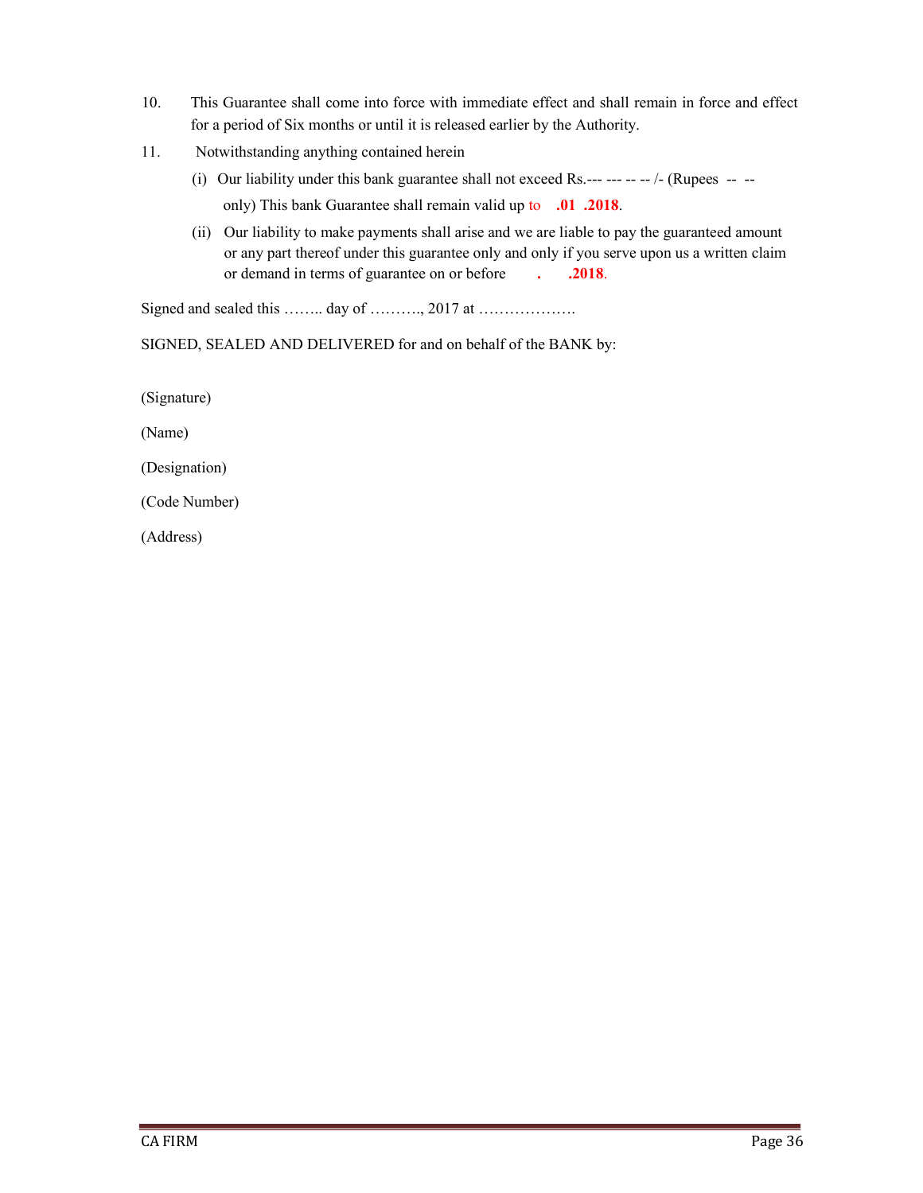10. This Guarantee shall come into force with immediate effect and shall remain in force and effect for a period of Six months or until it is released earlier by the Authority.

11. Notwithstanding anything contained herein

    (i) Our liability under this bank guarantee shall not exceed Rs.--- --- -- -- /- (Rupees -- -- only) This bank Guarantee shall remain valid up to **.01 .2018**.

    (ii) Our liability to make payments shall arise and we are liable to pay the guaranteed amount or any part thereof under this guarantee only and only if you serve upon us a written claim or demand in terms of guarantee on or before **. .2018**.

Signed and sealed this …….. day of ………., 2017 at ……………….

SIGNED, SEALED AND DELIVERED for and on behalf of the BANK by:

(Signature)

(Name)

(Designation)

(Code Number)

(Address)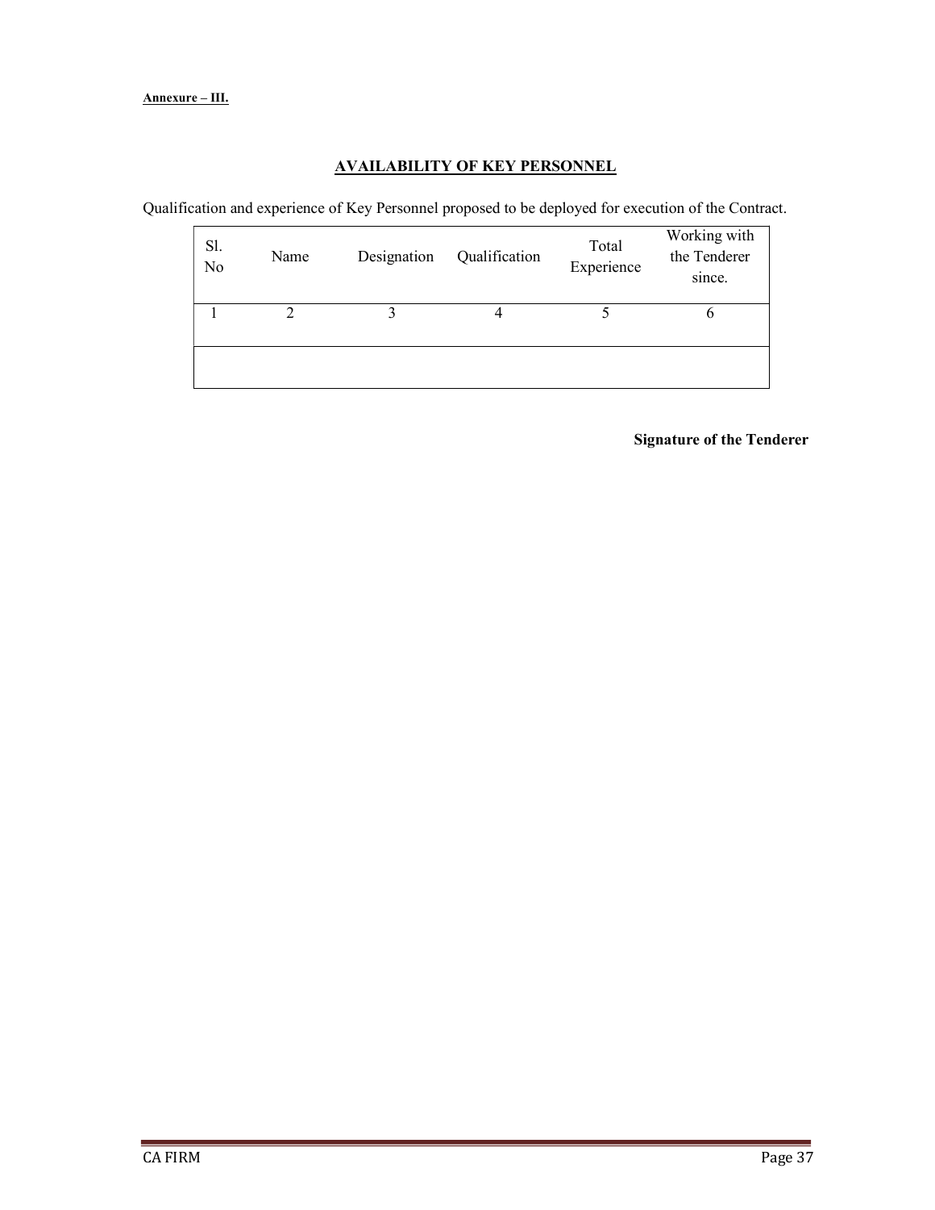**Annexure – III.**

## AVAILABILITY OF KEY PERSONNEL

Qualification and experience of Key Personnel proposed to be deployed for execution of the Contract.

| Sl. No | Name | Designation | Qualification | Total Experience | Working with the Tenderer since. |
|---|---|---|---|---|---|
| 1 | 2 | 3 | 4 | 5 | 6 |
| | | | | | |

**Signature of the Tenderer**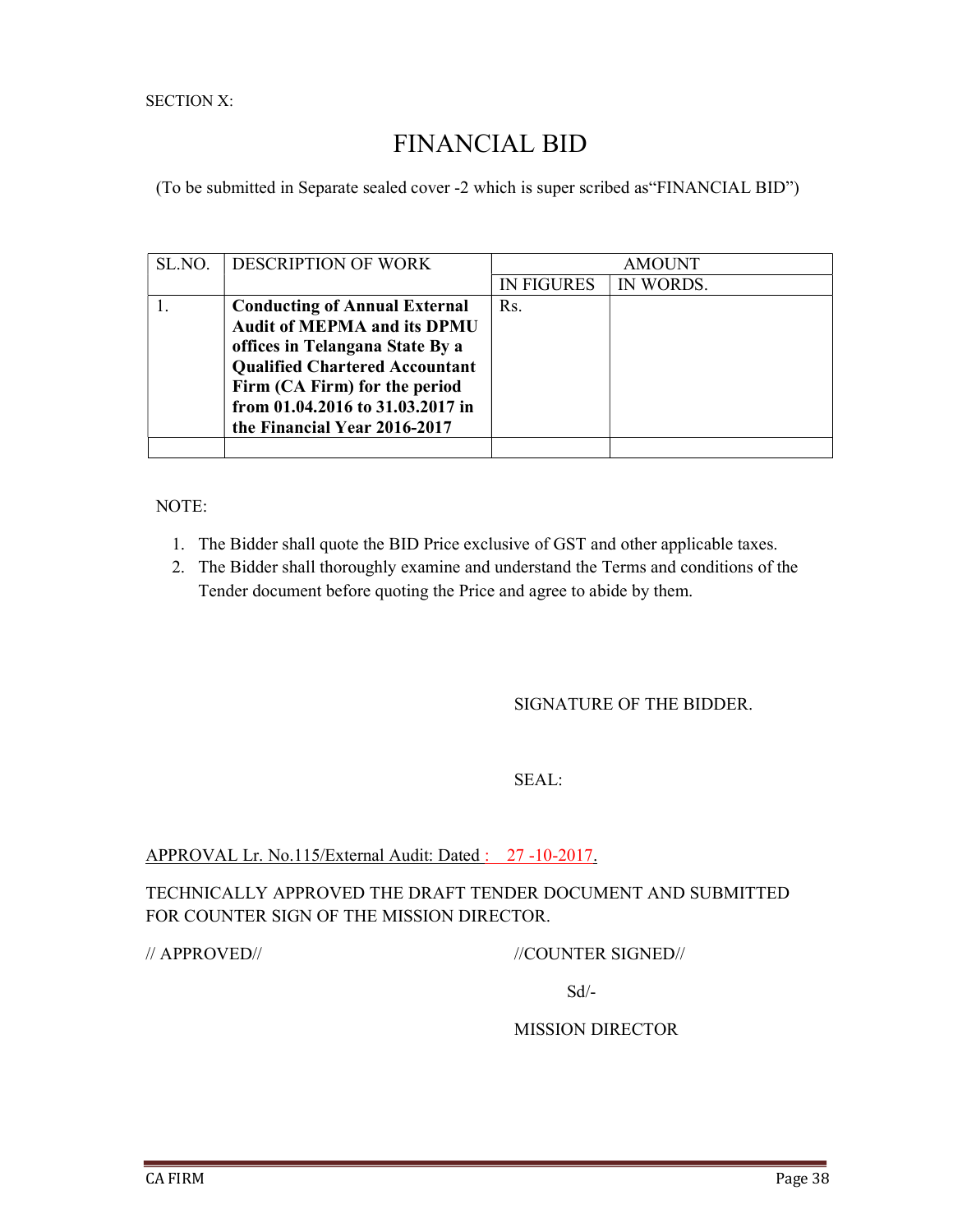SECTION X:

# FINANCIAL BID

(To be submitted in Separate sealed cover -2 which is super scribed as"FINANCIAL BID")

| SL.NO. | DESCRIPTION OF WORK | AMOUNT | |
|---|---|---|---|
| | | IN FIGURES | IN WORDS. |
| 1. | **Conducting of Annual External Audit of MEPMA and its DPMU offices in Telangana State By a Qualified Chartered Accountant Firm (CA Firm) for the period from 01.04.2016 to 31.03.2017 in the Financial Year 2016-2017** | Rs. | |
| | | | |

NOTE:

1. The Bidder shall quote the BID Price exclusive of GST and other applicable taxes.
2. The Bidder shall thoroughly examine and understand the Terms and conditions of the Tender document before quoting the Price and agree to abide by them.

SIGNATURE OF THE BIDDER.

SEAL:

APPROVAL Lr. No.115/External Audit: Dated : 27 -10-2017.

TECHNICALLY APPROVED THE DRAFT TENDER DOCUMENT AND SUBMITTED FOR COUNTER SIGN OF THE MISSION DIRECTOR.

// APPROVED//

//COUNTER SIGNED//

Sd/-

MISSION DIRECTOR